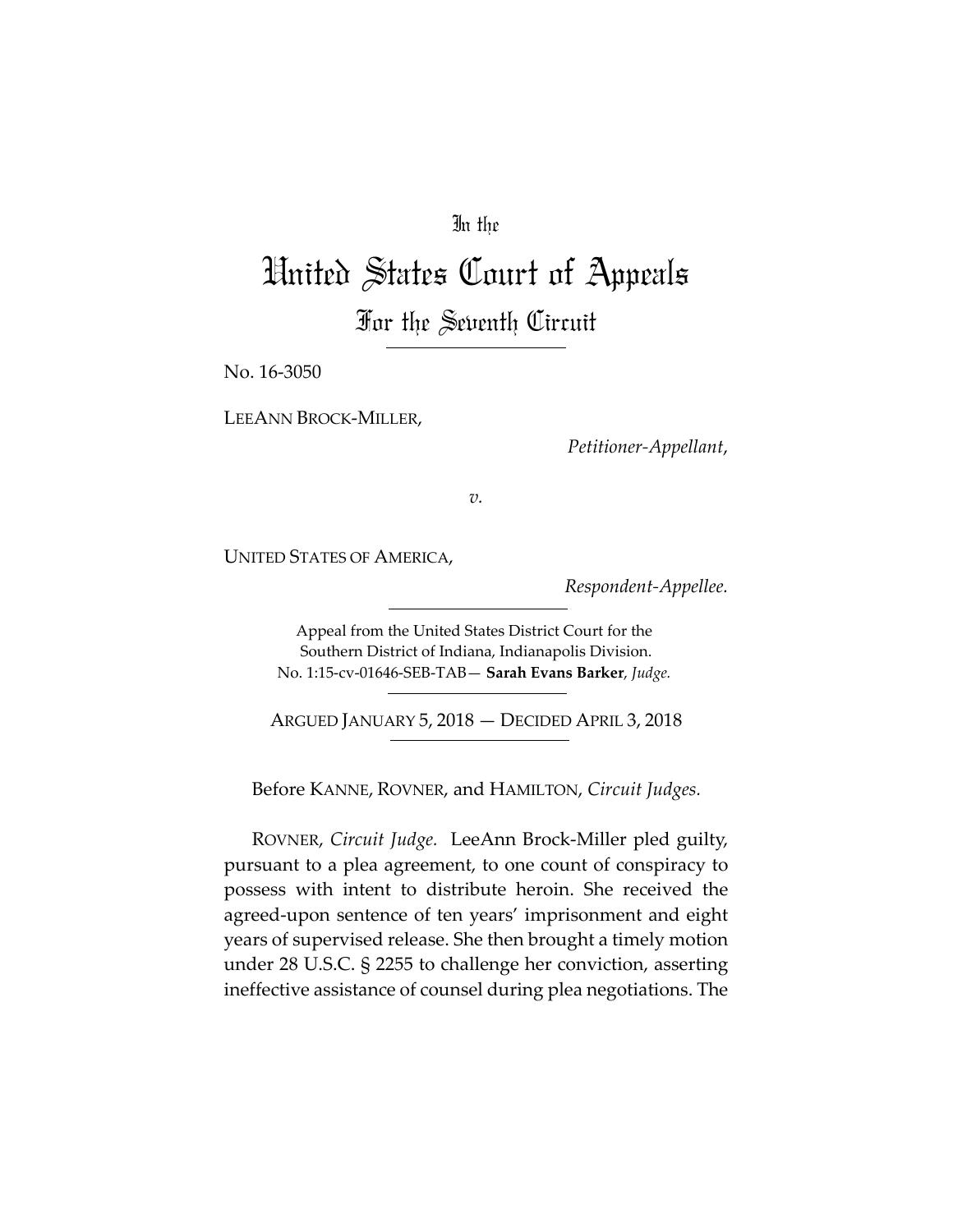In the

# United States Court of Appeals

## For the Seventh Circuit

No. 16-3050

LEEANN BROCK-MILLER,

*Petitioner-Appellant*,

*v.*

UNITED STATES OF AMERICA,

*Respondent-Appellee.*

Appeal from the United States District Court for the Southern District of Indiana, Indianapolis Division.
No. 1:15-cv-01646-SEB-TAB— **Sarah Evans Barker**, *Judge.*

ARGUED JANUARY 5, 2018 — DECIDED APRIL 3, 2018

Before KANNE, ROVNER, and HAMILTON, *Circuit Judges.*

ROVNER, *Circuit Judge.* LeeAnn Brock-Miller pled guilty, pursuant to a plea agreement, to one count of conspiracy to possess with intent to distribute heroin. She received the agreed-upon sentence of ten years' imprisonment and eight years of supervised release. She then brought a timely motion under 28 U.S.C. § 2255 to challenge her conviction, asserting ineffective assistance of counsel during plea negotiations. The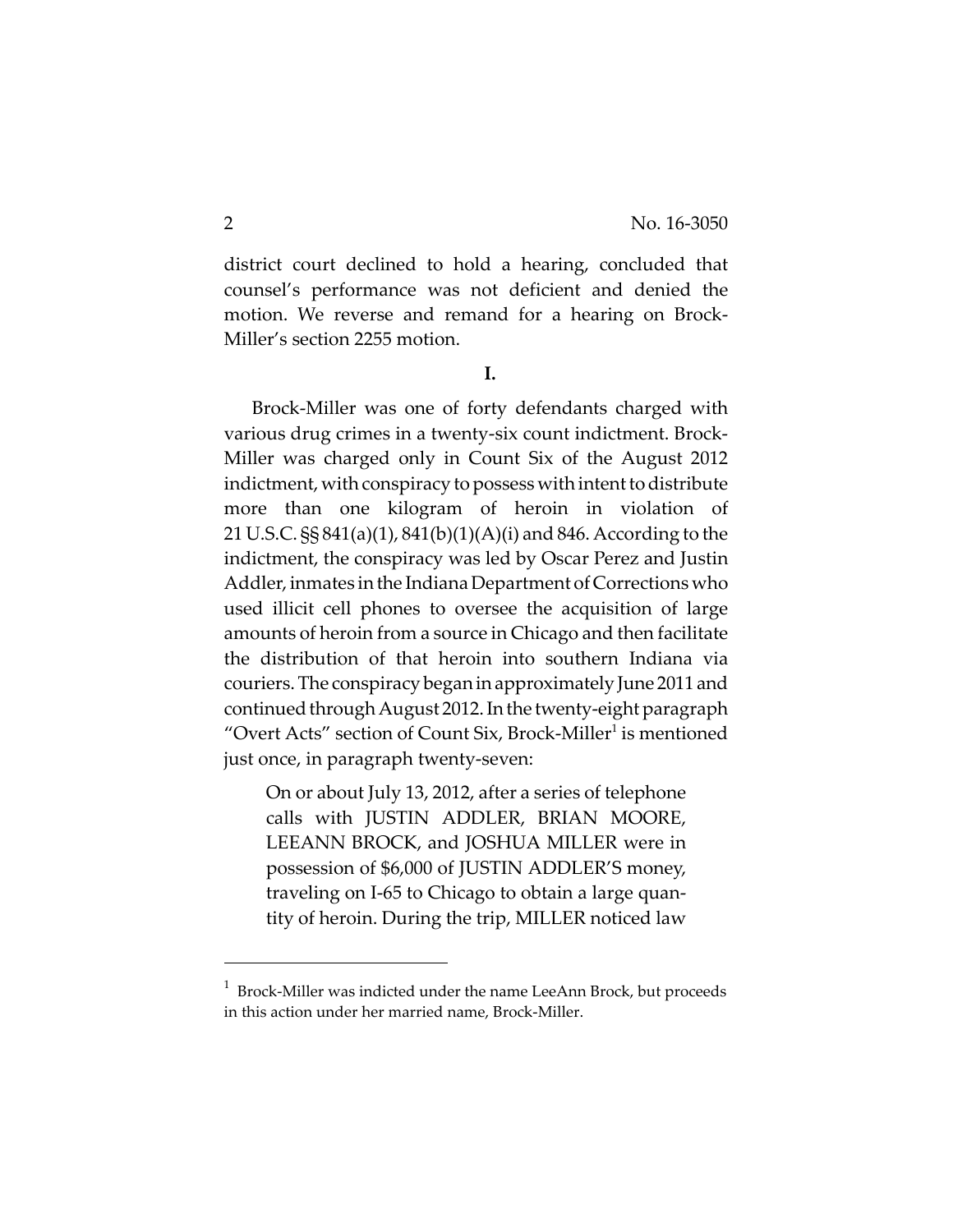district court declined to hold a hearing, concluded that counsel's performance was not deficient and denied the motion. We reverse and remand for a hearing on Brock-Miller's section 2255 motion.

**I.**

Brock-Miller was one of forty defendants charged with various drug crimes in a twenty-six count indictment. Brock-Miller was charged only in Count Six of the August 2012 indictment, with conspiracy to possess with intent to distribute more than one kilogram of heroin in violation of 21 U.S.C. §§ 841(a)(1), 841(b)(1)(A)(i) and 846. According to the indictment, the conspiracy was led by Oscar Perez and Justin Addler, inmates in the Indiana Department of Corrections who used illicit cell phones to oversee the acquisition of large amounts of heroin from a source in Chicago and then facilitate the distribution of that heroin into southern Indiana via couriers. The conspiracy began in approximately June 2011 and continued through August 2012. In the twenty-eight paragraph "Overt Acts" section of Count Six, Brock-Miller[1] is mentioned just once, in paragraph twenty-seven:

> On or about July 13, 2012, after a series of telephone calls with JUSTIN ADDLER, BRIAN MOORE, LEEANN BROCK, and JOSHUA MILLER were in possession of $6,000 of JUSTIN ADDLER'S money, traveling on I-65 to Chicago to obtain a large quantity of heroin. During the trip, MILLER noticed law

[1] Brock-Miller was indicted under the name LeeAnn Brock, but proceeds in this action under her married name, Brock-Miller.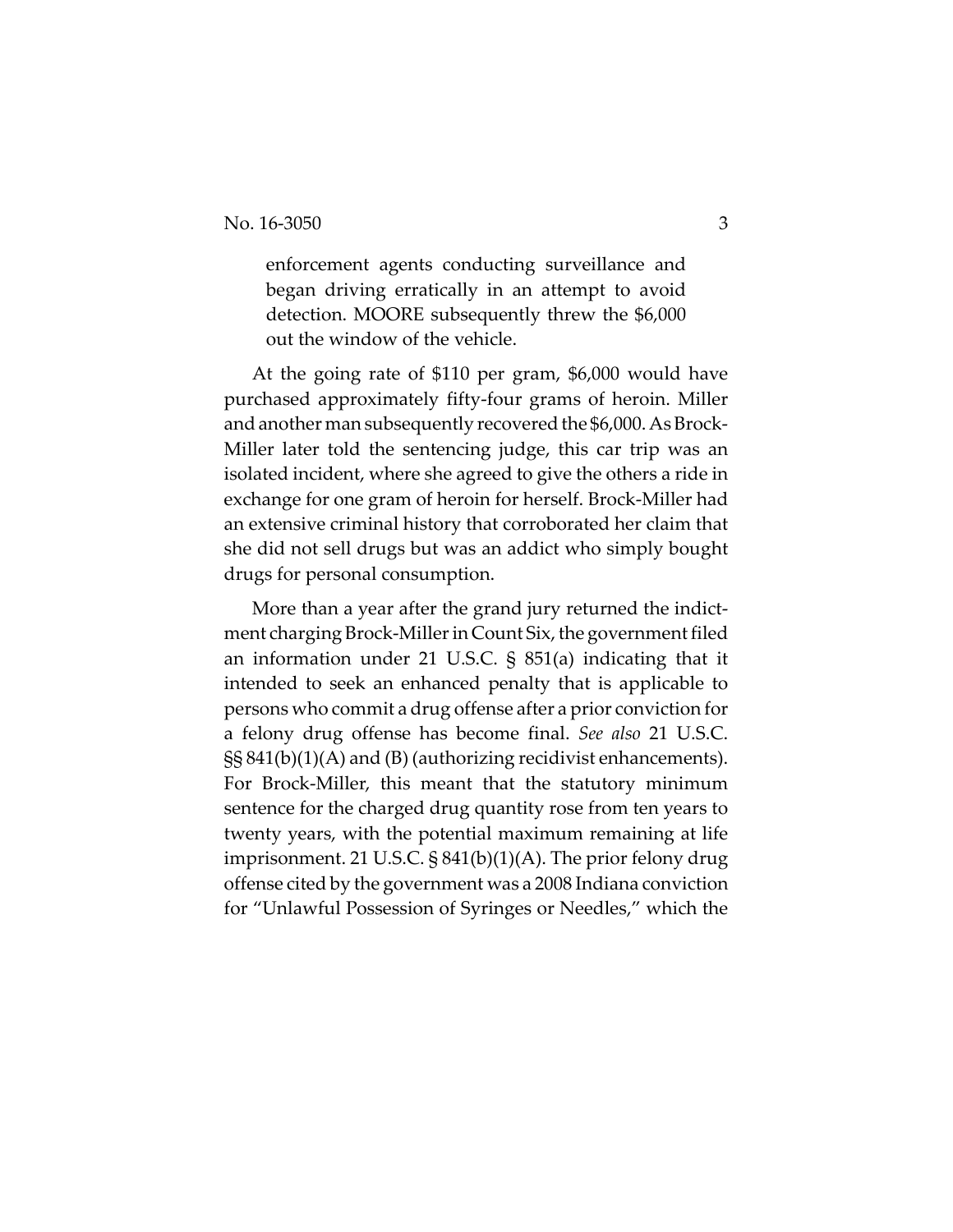> enforcement agents conducting surveillance and began driving erratically in an attempt to avoid detection. MOORE subsequently threw the $6,000 out the window of the vehicle.

At the going rate of $110 per gram, $6,000 would have purchased approximately fifty-four grams of heroin. Miller and another man subsequently recovered the $6,000. As Brock-Miller later told the sentencing judge, this car trip was an isolated incident, where she agreed to give the others a ride in exchange for one gram of heroin for herself. Brock-Miller had an extensive criminal history that corroborated her claim that she did not sell drugs but was an addict who simply bought drugs for personal consumption.

More than a year after the grand jury returned the indictment charging Brock-Miller in Count Six, the government filed an information under 21 U.S.C. § 851(a) indicating that it intended to seek an enhanced penalty that is applicable to persons who commit a drug offense after a prior conviction for a felony drug offense has become final. *See also* 21 U.S.C. §§ 841(b)(1)(A) and (B) (authorizing recidivist enhancements). For Brock-Miller, this meant that the statutory minimum sentence for the charged drug quantity rose from ten years to twenty years, with the potential maximum remaining at life imprisonment. 21 U.S.C. § 841(b)(1)(A). The prior felony drug offense cited by the government was a 2008 Indiana conviction for "Unlawful Possession of Syringes or Needles," which the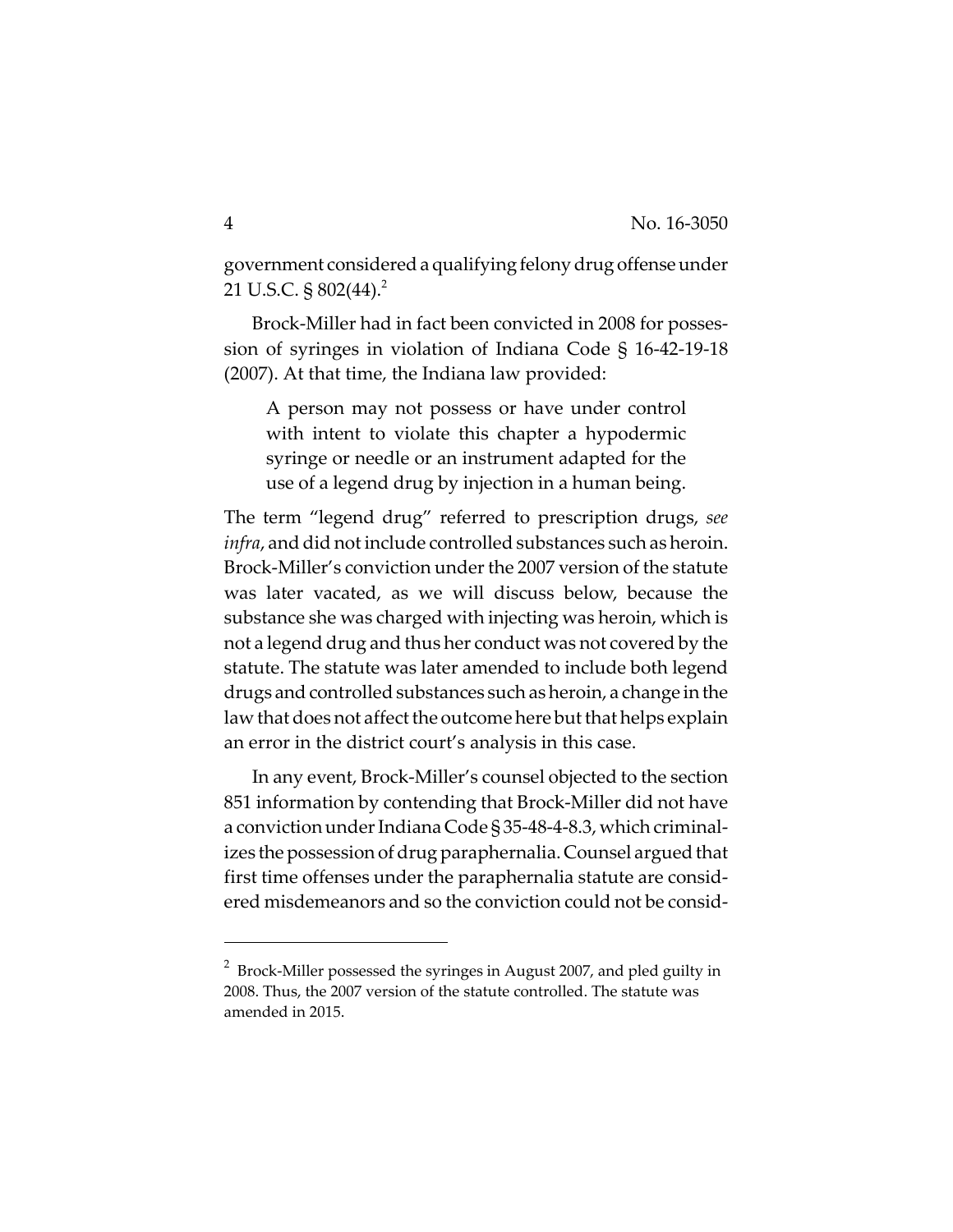government considered a qualifying felony drug offense under 21 U.S.C. § 802(44).[2]

Brock-Miller had in fact been convicted in 2008 for possession of syringes in violation of Indiana Code § 16-42-19-18 (2007). At that time, the Indiana law provided:

> A person may not possess or have under control with intent to violate this chapter a hypodermic syringe or needle or an instrument adapted for the use of a legend drug by injection in a human being.

The term "legend drug" referred to prescription drugs, *see infra*, and did not include controlled substances such as heroin. Brock-Miller's conviction under the 2007 version of the statute was later vacated, as we will discuss below, because the substance she was charged with injecting was heroin, which is not a legend drug and thus her conduct was not covered by the statute. The statute was later amended to include both legend drugs and controlled substances such as heroin, a change in the law that does not affect the outcome here but that helps explain an error in the district court's analysis in this case.

In any event, Brock-Miller's counsel objected to the section 851 information by contending that Brock-Miller did not have a conviction under Indiana Code § 35-48-4-8.3, which criminalizes the possession of drug paraphernalia. Counsel argued that first time offenses under the paraphernalia statute are considered misdemeanors and so the conviction could not be consid-

---

[2] Brock-Miller possessed the syringes in August 2007, and pled guilty in 2008. Thus, the 2007 version of the statute controlled. The statute was amended in 2015.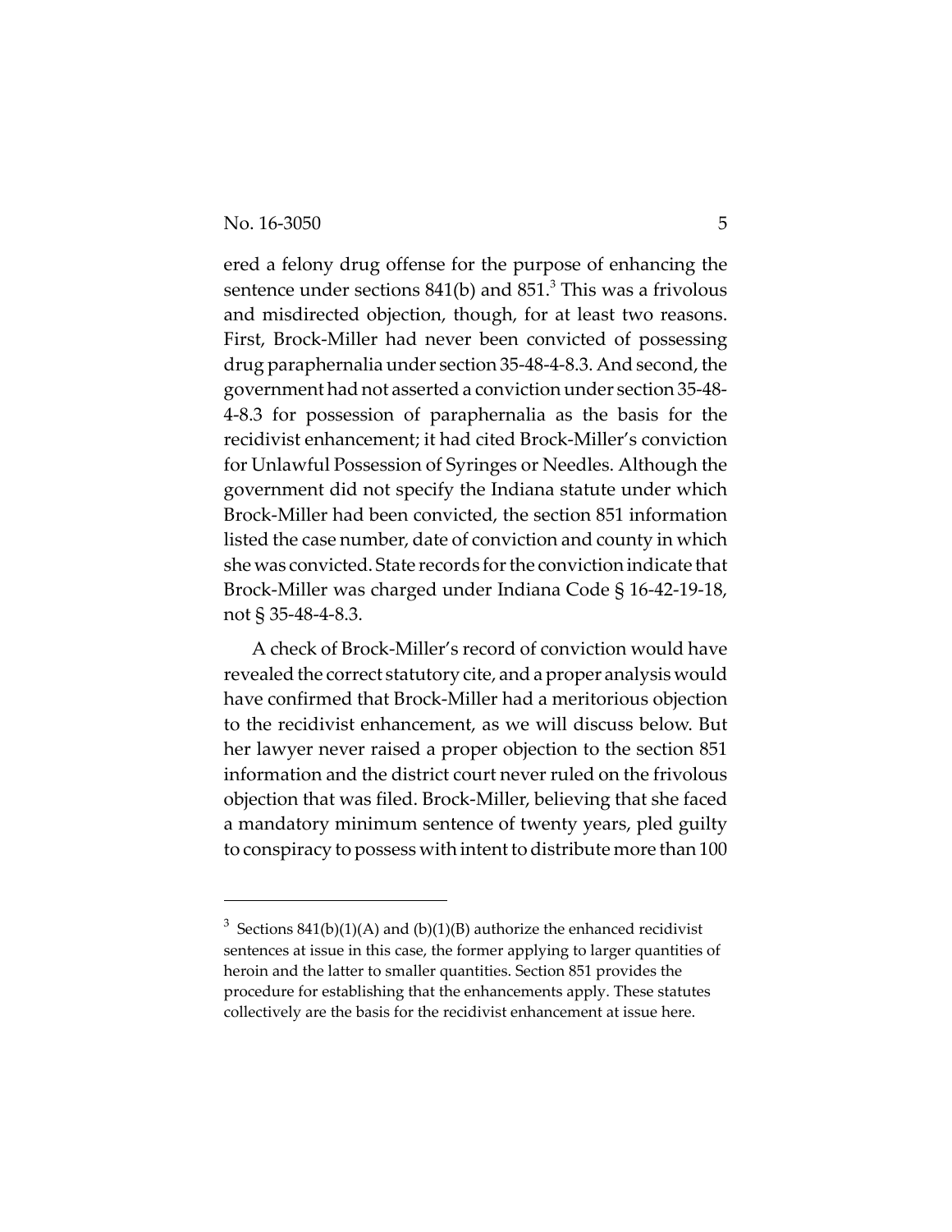ered a felony drug offense for the purpose of enhancing the sentence under sections 841(b) and 851.[3] This was a frivolous and misdirected objection, though, for at least two reasons. First, Brock-Miller had never been convicted of possessing drug paraphernalia under section 35-48-4-8.3. And second, the government had not asserted a conviction under section 35-48-4-8.3 for possession of paraphernalia as the basis for the recidivist enhancement; it had cited Brock-Miller's conviction for Unlawful Possession of Syringes or Needles. Although the government did not specify the Indiana statute under which Brock-Miller had been convicted, the section 851 information listed the case number, date of conviction and county in which she was convicted. State records for the conviction indicate that Brock-Miller was charged under Indiana Code § 16-42-19-18, not § 35-48-4-8.3.

A check of Brock-Miller's record of conviction would have revealed the correct statutory cite, and a proper analysis would have confirmed that Brock-Miller had a meritorious objection to the recidivist enhancement, as we will discuss below. But her lawyer never raised a proper objection to the section 851 information and the district court never ruled on the frivolous objection that was filed. Brock-Miller, believing that she faced a mandatory minimum sentence of twenty years, pled guilty to conspiracy to possess with intent to distribute more than 100

---

[3] Sections 841(b)(1)(A) and (b)(1)(B) authorize the enhanced recidivist sentences at issue in this case, the former applying to larger quantities of heroin and the latter to smaller quantities. Section 851 provides the procedure for establishing that the enhancements apply. These statutes collectively are the basis for the recidivist enhancement at issue here.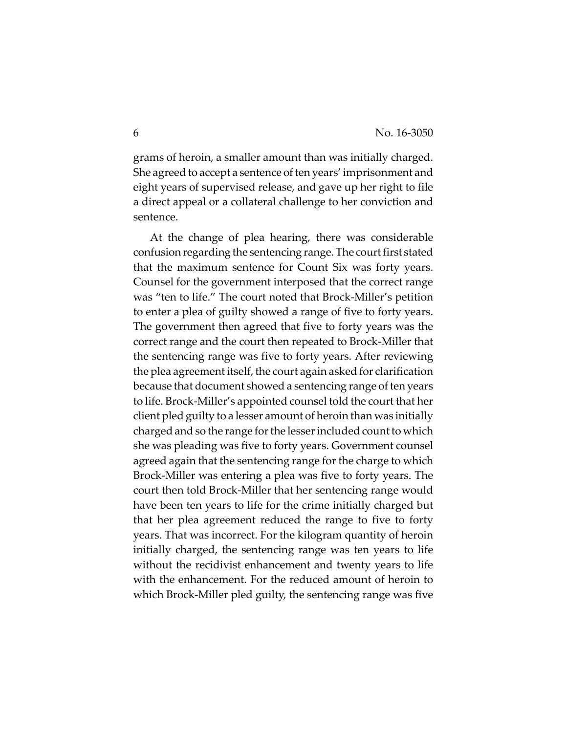grams of heroin, a smaller amount than was initially charged. She agreed to accept a sentence of ten years' imprisonment and eight years of supervised release, and gave up her right to file a direct appeal or a collateral challenge to her conviction and sentence.

At the change of plea hearing, there was considerable confusion regarding the sentencing range. The court first stated that the maximum sentence for Count Six was forty years. Counsel for the government interposed that the correct range was "ten to life." The court noted that Brock-Miller's petition to enter a plea of guilty showed a range of five to forty years. The government then agreed that five to forty years was the correct range and the court then repeated to Brock-Miller that the sentencing range was five to forty years. After reviewing the plea agreement itself, the court again asked for clarification because that document showed a sentencing range of ten years to life. Brock-Miller's appointed counsel told the court that her client pled guilty to a lesser amount of heroin than was initially charged and so the range for the lesser included count to which she was pleading was five to forty years. Government counsel agreed again that the sentencing range for the charge to which Brock-Miller was entering a plea was five to forty years. The court then told Brock-Miller that her sentencing range would have been ten years to life for the crime initially charged but that her plea agreement reduced the range to five to forty years. That was incorrect. For the kilogram quantity of heroin initially charged, the sentencing range was ten years to life without the recidivist enhancement and twenty years to life with the enhancement. For the reduced amount of heroin to which Brock-Miller pled guilty, the sentencing range was five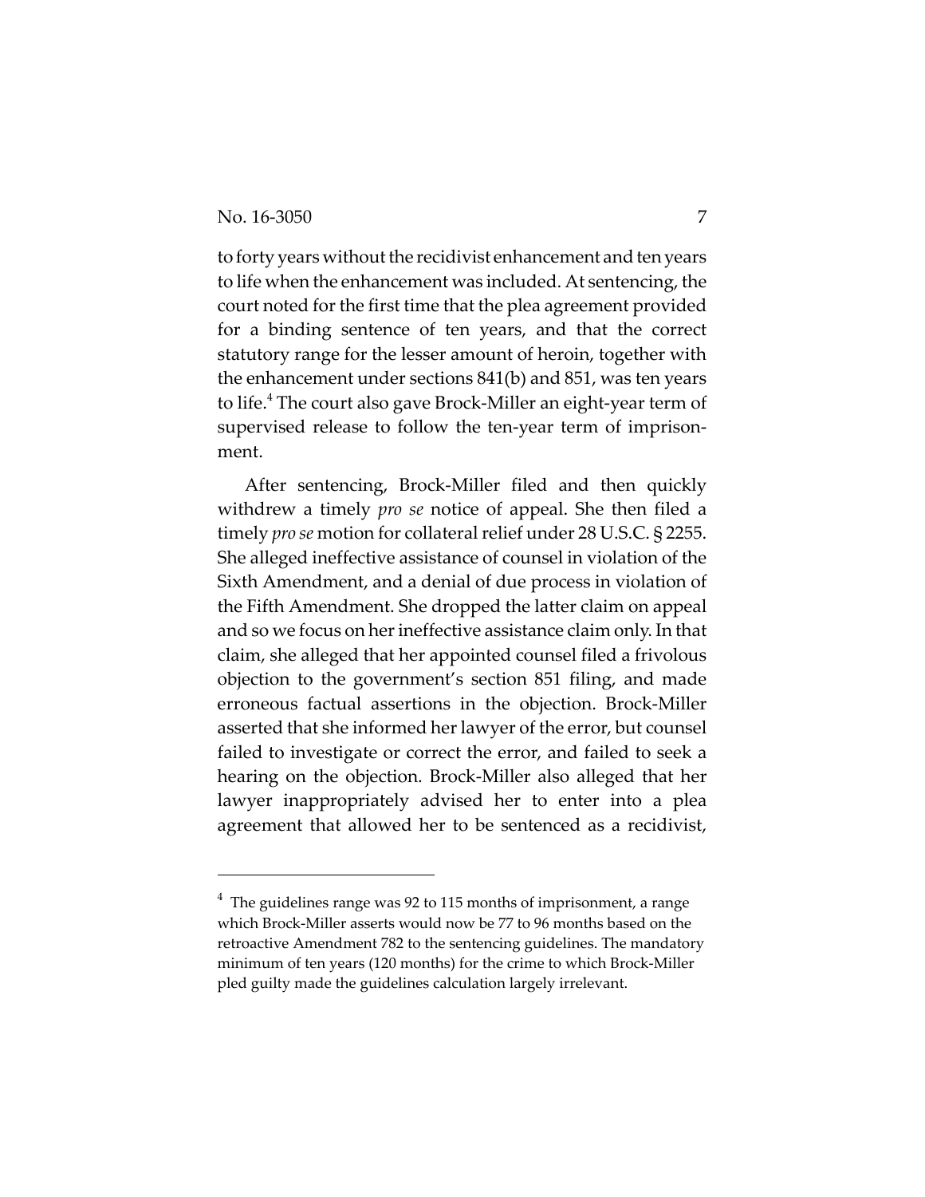to forty years without the recidivist enhancement and ten years to life when the enhancement was included. At sentencing, the court noted for the first time that the plea agreement provided for a binding sentence of ten years, and that the correct statutory range for the lesser amount of heroin, together with the enhancement under sections 841(b) and 851, was ten years to life.[4] The court also gave Brock-Miller an eight-year term of supervised release to follow the ten-year term of imprisonment.

After sentencing, Brock-Miller filed and then quickly withdrew a timely *pro se* notice of appeal. She then filed a timely *pro se* motion for collateral relief under 28 U.S.C. § 2255. She alleged ineffective assistance of counsel in violation of the Sixth Amendment, and a denial of due process in violation of the Fifth Amendment. She dropped the latter claim on appeal and so we focus on her ineffective assistance claim only. In that claim, she alleged that her appointed counsel filed a frivolous objection to the government's section 851 filing, and made erroneous factual assertions in the objection. Brock-Miller asserted that she informed her lawyer of the error, but counsel failed to investigate or correct the error, and failed to seek a hearing on the objection. Brock-Miller also alleged that her lawyer inappropriately advised her to enter into a plea agreement that allowed her to be sentenced as a recidivist,

---

[4] The guidelines range was 92 to 115 months of imprisonment, a range which Brock-Miller asserts would now be 77 to 96 months based on the retroactive Amendment 782 to the sentencing guidelines. The mandatory minimum of ten years (120 months) for the crime to which Brock-Miller pled guilty made the guidelines calculation largely irrelevant.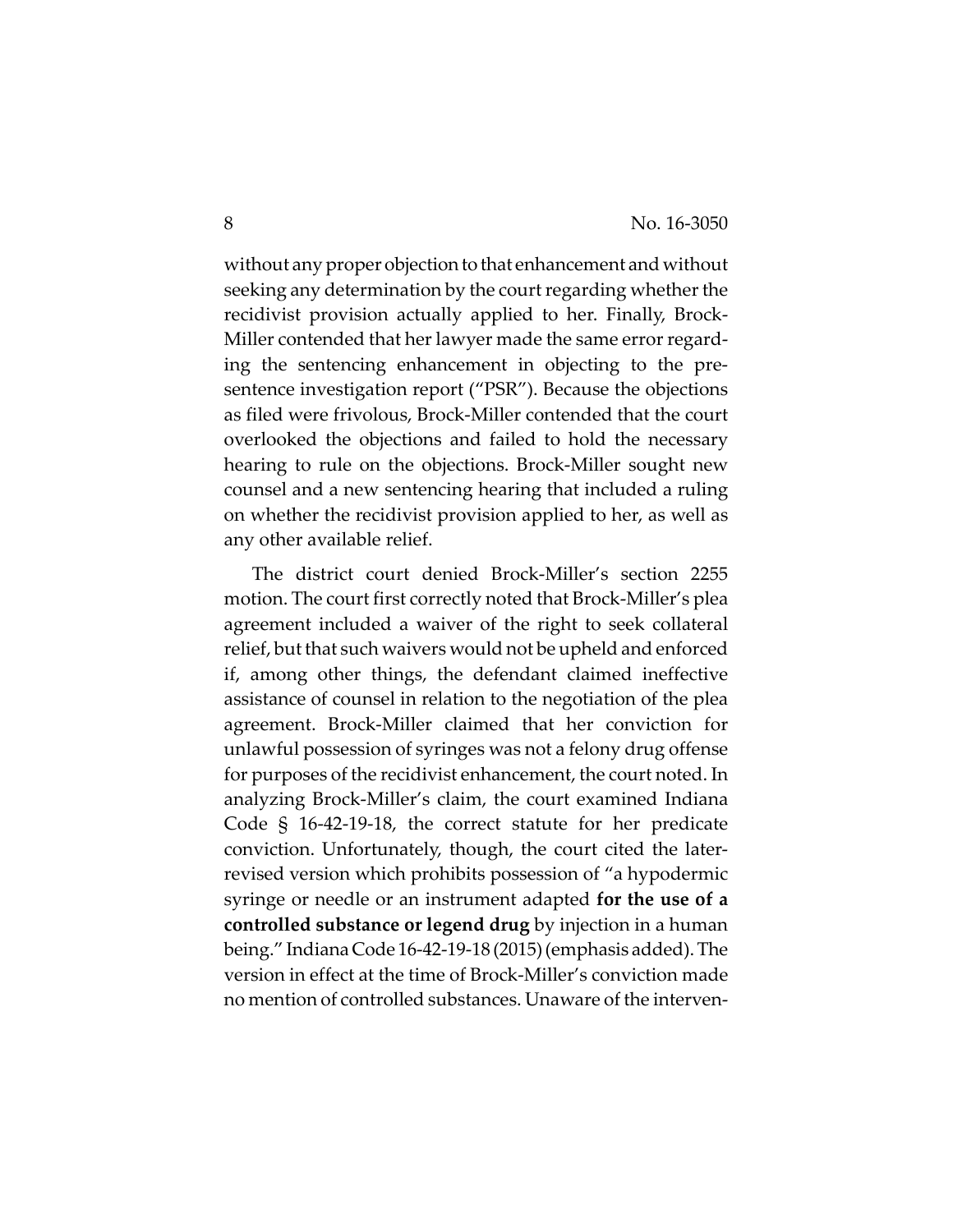without any proper objection to that enhancement and without seeking any determination by the court regarding whether the recidivist provision actually applied to her. Finally, Brock-Miller contended that her lawyer made the same error regarding the sentencing enhancement in objecting to the presentence investigation report ("PSR"). Because the objections as filed were frivolous, Brock-Miller contended that the court overlooked the objections and failed to hold the necessary hearing to rule on the objections. Brock-Miller sought new counsel and a new sentencing hearing that included a ruling on whether the recidivist provision applied to her, as well as any other available relief.

The district court denied Brock-Miller's section 2255 motion. The court first correctly noted that Brock-Miller's plea agreement included a waiver of the right to seek collateral relief, but that such waivers would not be upheld and enforced if, among other things, the defendant claimed ineffective assistance of counsel in relation to the negotiation of the plea agreement. Brock-Miller claimed that her conviction for unlawful possession of syringes was not a felony drug offense for purposes of the recidivist enhancement, the court noted. In analyzing Brock-Miller's claim, the court examined Indiana Code § 16-42-19-18, the correct statute for her predicate conviction. Unfortunately, though, the court cited the later-revised version which prohibits possession of "a hypodermic syringe or needle or an instrument adapted **for the use of a controlled substance or legend drug** by injection in a human being." Indiana Code 16-42-19-18 (2015) (emphasis added). The version in effect at the time of Brock-Miller's conviction made no mention of controlled substances. Unaware of the interven-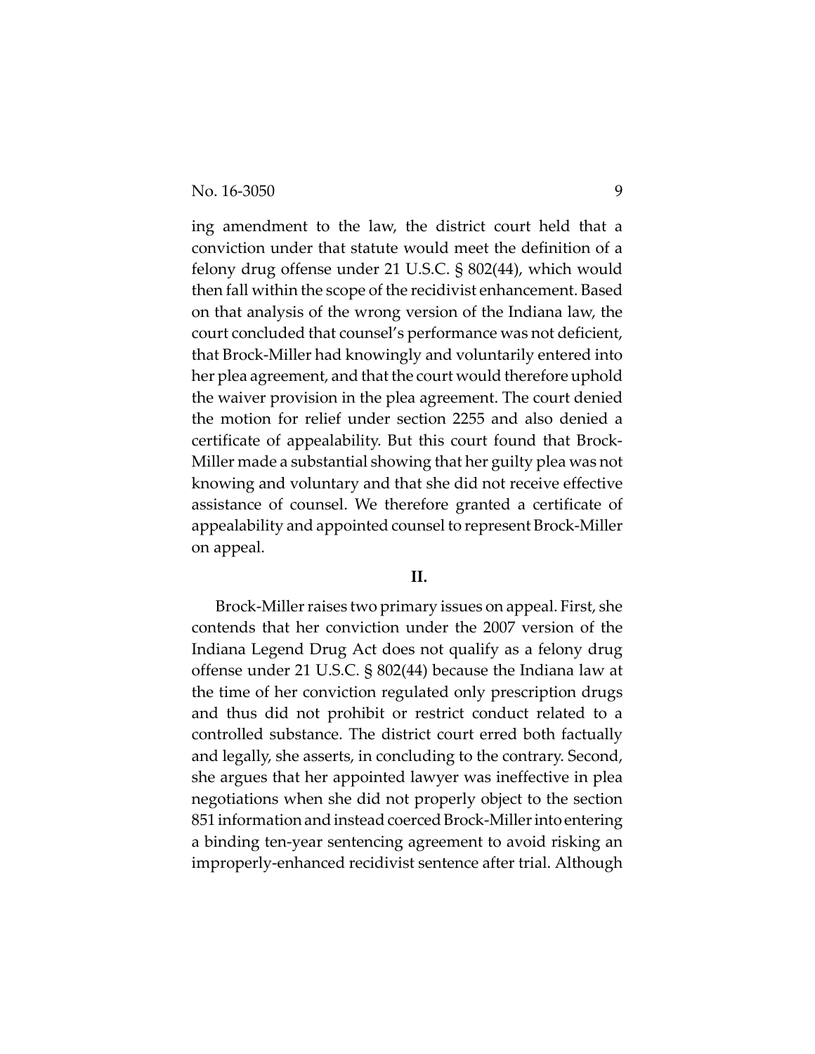ing amendment to the law, the district court held that a conviction under that statute would meet the definition of a felony drug offense under 21 U.S.C. § 802(44), which would then fall within the scope of the recidivist enhancement. Based on that analysis of the wrong version of the Indiana law, the court concluded that counsel's performance was not deficient, that Brock-Miller had knowingly and voluntarily entered into her plea agreement, and that the court would therefore uphold the waiver provision in the plea agreement. The court denied the motion for relief under section 2255 and also denied a certificate of appealability. But this court found that Brock-Miller made a substantial showing that her guilty plea was not knowing and voluntary and that she did not receive effective assistance of counsel. We therefore granted a certificate of appealability and appointed counsel to represent Brock-Miller on appeal.

## II.

Brock-Miller raises two primary issues on appeal. First, she contends that her conviction under the 2007 version of the Indiana Legend Drug Act does not qualify as a felony drug offense under 21 U.S.C. § 802(44) because the Indiana law at the time of her conviction regulated only prescription drugs and thus did not prohibit or restrict conduct related to a controlled substance. The district court erred both factually and legally, she asserts, in concluding to the contrary. Second, she argues that her appointed lawyer was ineffective in plea negotiations when she did not properly object to the section 851 information and instead coerced Brock-Miller into entering a binding ten-year sentencing agreement to avoid risking an improperly-enhanced recidivist sentence after trial. Although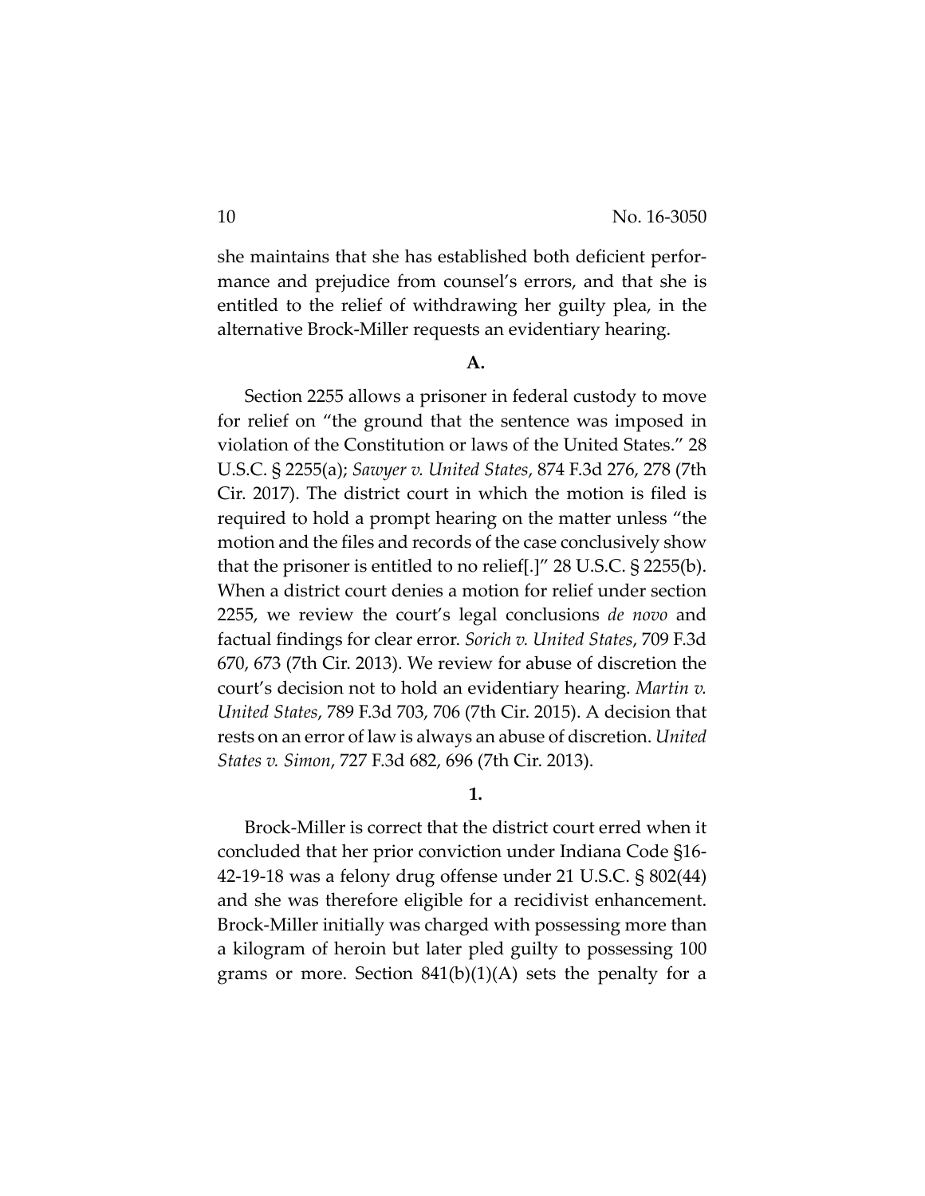she maintains that she has established both deficient performance and prejudice from counsel's errors, and that she is entitled to the relief of withdrawing her guilty plea, in the alternative Brock-Miller requests an evidentiary hearing.

**A.**

Section 2255 allows a prisoner in federal custody to move for relief on "the ground that the sentence was imposed in violation of the Constitution or laws of the United States." 28 U.S.C. § 2255(a); *Sawyer v. United States*, 874 F.3d 276, 278 (7th Cir. 2017). The district court in which the motion is filed is required to hold a prompt hearing on the matter unless "the motion and the files and records of the case conclusively show that the prisoner is entitled to no relief[.]" 28 U.S.C. § 2255(b). When a district court denies a motion for relief under section 2255, we review the court's legal conclusions *de novo* and factual findings for clear error. *Sorich v. United States*, 709 F.3d 670, 673 (7th Cir. 2013). We review for abuse of discretion the court's decision not to hold an evidentiary hearing. *Martin v. United States*, 789 F.3d 703, 706 (7th Cir. 2015). A decision that rests on an error of law is always an abuse of discretion. *United States v. Simon*, 727 F.3d 682, 696 (7th Cir. 2013).

**1.**

Brock-Miller is correct that the district court erred when it concluded that her prior conviction under Indiana Code §16-42-19-18 was a felony drug offense under 21 U.S.C. § 802(44) and she was therefore eligible for a recidivist enhancement. Brock-Miller initially was charged with possessing more than a kilogram of heroin but later pled guilty to possessing 100 grams or more. Section 841(b)(1)(A) sets the penalty for a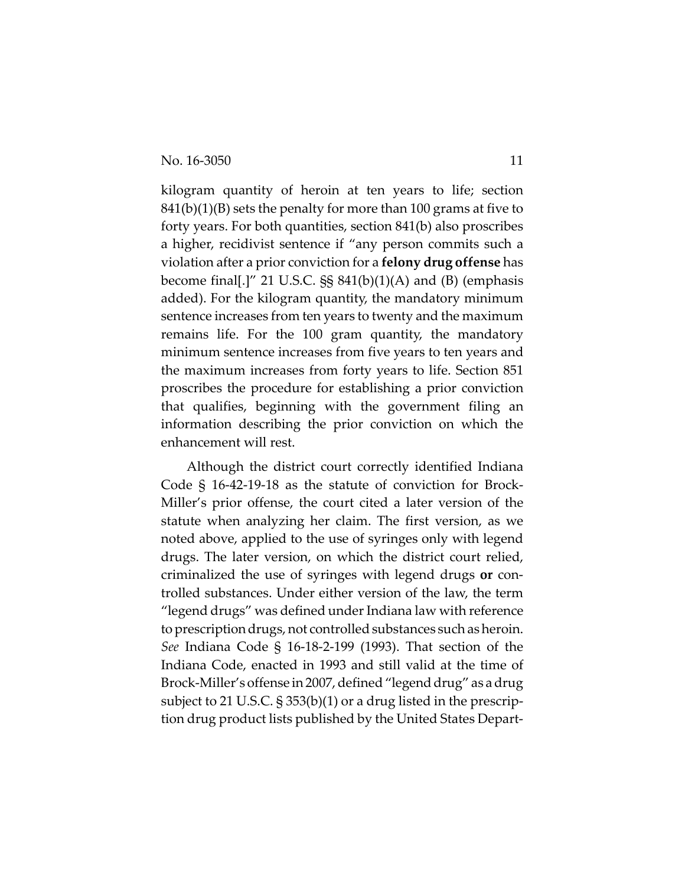kilogram quantity of heroin at ten years to life; section 841(b)(1)(B) sets the penalty for more than 100 grams at five to forty years. For both quantities, section 841(b) also proscribes a higher, recidivist sentence if "any person commits such a violation after a prior conviction for a **felony drug offense** has become final[.]" 21 U.S.C. §§ 841(b)(1)(A) and (B) (emphasis added). For the kilogram quantity, the mandatory minimum sentence increases from ten years to twenty and the maximum remains life. For the 100 gram quantity, the mandatory minimum sentence increases from five years to ten years and the maximum increases from forty years to life. Section 851 proscribes the procedure for establishing a prior conviction that qualifies, beginning with the government filing an information describing the prior conviction on which the enhancement will rest.

Although the district court correctly identified Indiana Code § 16-42-19-18 as the statute of conviction for Brock-Miller's prior offense, the court cited a later version of the statute when analyzing her claim. The first version, as we noted above, applied to the use of syringes only with legend drugs. The later version, on which the district court relied, criminalized the use of syringes with legend drugs **or** controlled substances. Under either version of the law, the term "legend drugs" was defined under Indiana law with reference to prescription drugs, not controlled substances such as heroin. *See* Indiana Code § 16-18-2-199 (1993). That section of the Indiana Code, enacted in 1993 and still valid at the time of Brock-Miller's offense in 2007, defined "legend drug" as a drug subject to 21 U.S.C. § 353(b)(1) or a drug listed in the prescription drug product lists published by the United States Depart-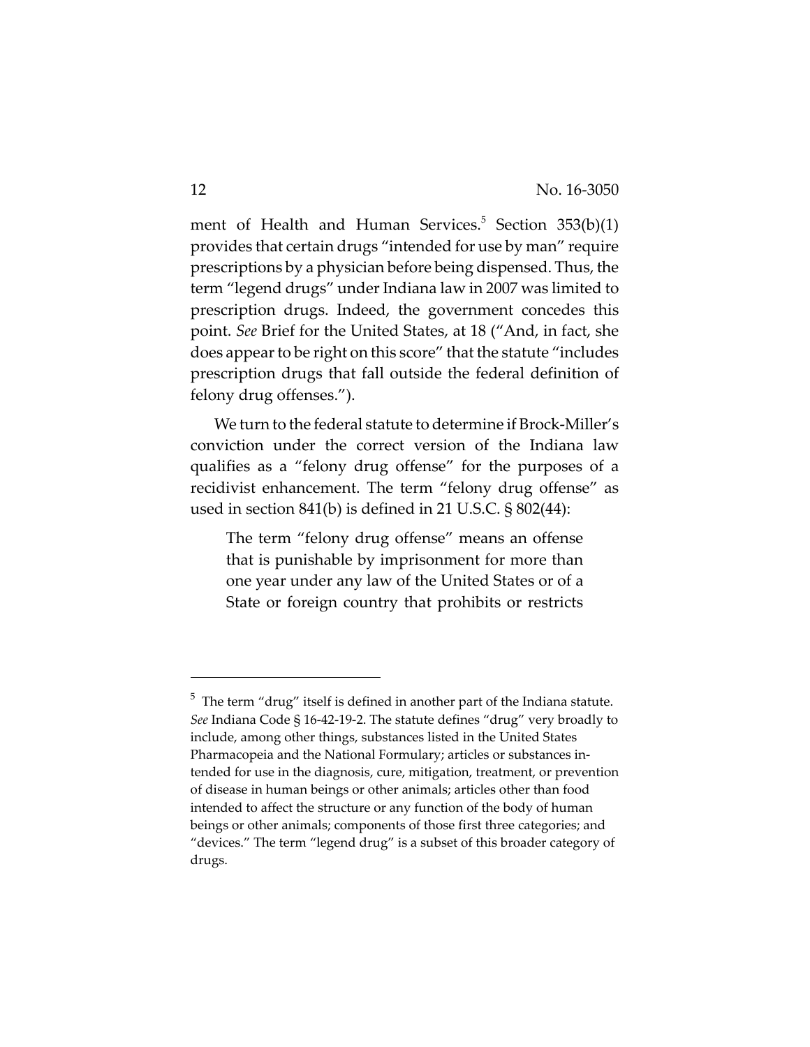ment of Health and Human Services.[5] Section 353(b)(1) provides that certain drugs "intended for use by man" require prescriptions by a physician before being dispensed. Thus, the term "legend drugs" under Indiana law in 2007 was limited to prescription drugs. Indeed, the government concedes this point. *See* Brief for the United States, at 18 ("And, in fact, she does appear to be right on this score" that the statute "includes prescription drugs that fall outside the federal definition of felony drug offenses.").

We turn to the federal statute to determine if Brock-Miller's conviction under the correct version of the Indiana law qualifies as a "felony drug offense" for the purposes of a recidivist enhancement. The term "felony drug offense" as used in section 841(b) is defined in 21 U.S.C. § 802(44):

> The term "felony drug offense" means an offense that is punishable by imprisonment for more than one year under any law of the United States or of a State or foreign country that prohibits or restricts

---

[5] The term "drug" itself is defined in another part of the Indiana statute. *See* Indiana Code § 16-42-19-2. The statute defines "drug" very broadly to include, among other things, substances listed in the United States Pharmacopeia and the National Formulary; articles or substances intended for use in the diagnosis, cure, mitigation, treatment, or prevention of disease in human beings or other animals; articles other than food intended to affect the structure or any function of the body of human beings or other animals; components of those first three categories; and "devices." The term "legend drug" is a subset of this broader category of drugs.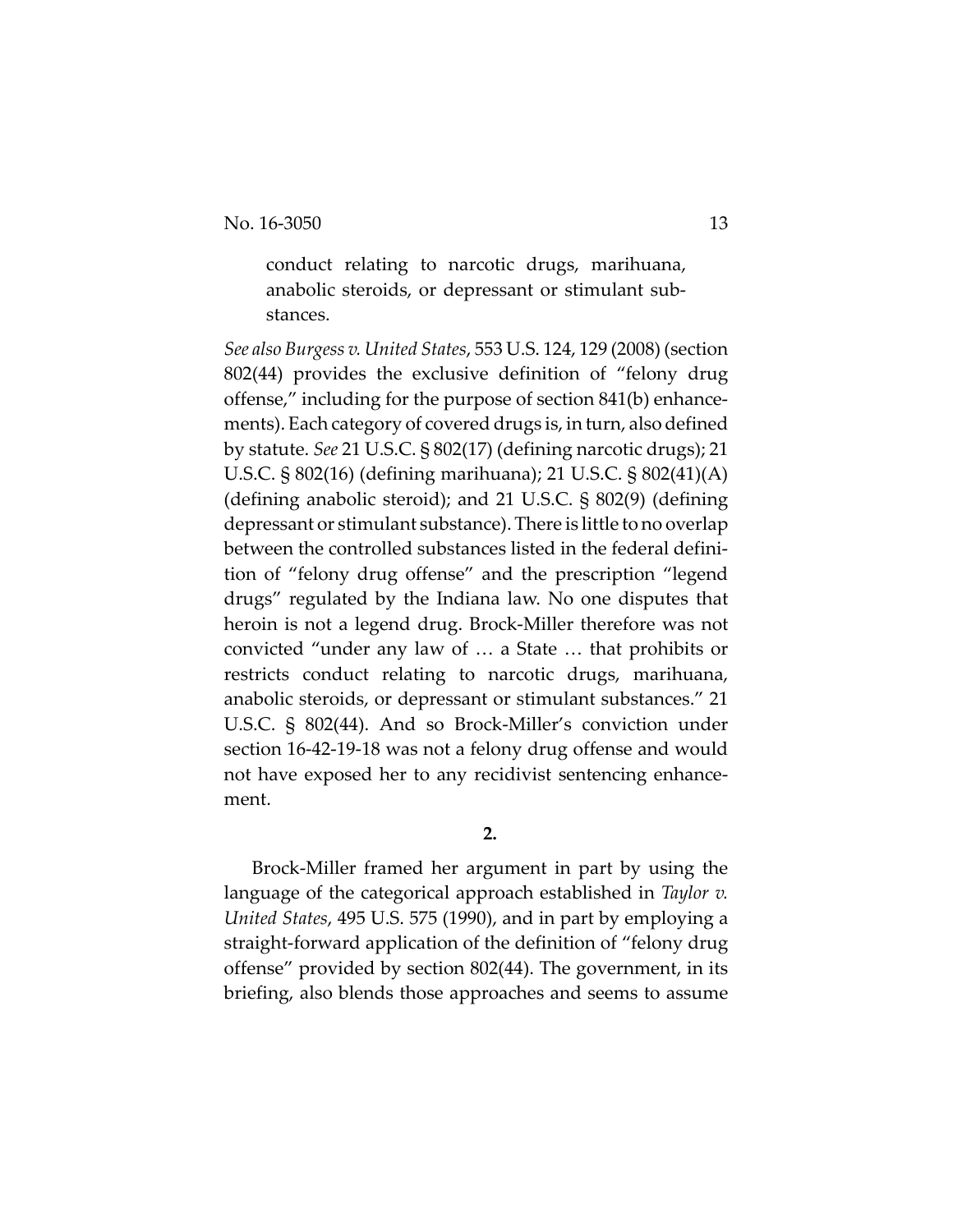> conduct relating to narcotic drugs, marihuana, anabolic steroids, or depressant or stimulant substances.

*See also Burgess v. United States*, 553 U.S. 124, 129 (2008) (section 802(44) provides the exclusive definition of "felony drug offense," including for the purpose of section 841(b) enhancements). Each category of covered drugs is, in turn, also defined by statute. *See* 21 U.S.C. § 802(17) (defining narcotic drugs); 21 U.S.C. § 802(16) (defining marihuana); 21 U.S.C. § 802(41)(A) (defining anabolic steroid); and 21 U.S.C. § 802(9) (defining depressant or stimulant substance). There is little to no overlap between the controlled substances listed in the federal definition of "felony drug offense" and the prescription "legend drugs" regulated by the Indiana law. No one disputes that heroin is not a legend drug. Brock-Miller therefore was not convicted "under any law of … a State … that prohibits or restricts conduct relating to narcotic drugs, marihuana, anabolic steroids, or depressant or stimulant substances." 21 U.S.C. § 802(44). And so Brock-Miller's conviction under section 16-42-19-18 was not a felony drug offense and would not have exposed her to any recidivist sentencing enhancement.

**2.**

Brock-Miller framed her argument in part by using the language of the categorical approach established in *Taylor v. United States*, 495 U.S. 575 (1990), and in part by employing a straight-forward application of the definition of "felony drug offense" provided by section 802(44). The government, in its briefing, also blends those approaches and seems to assume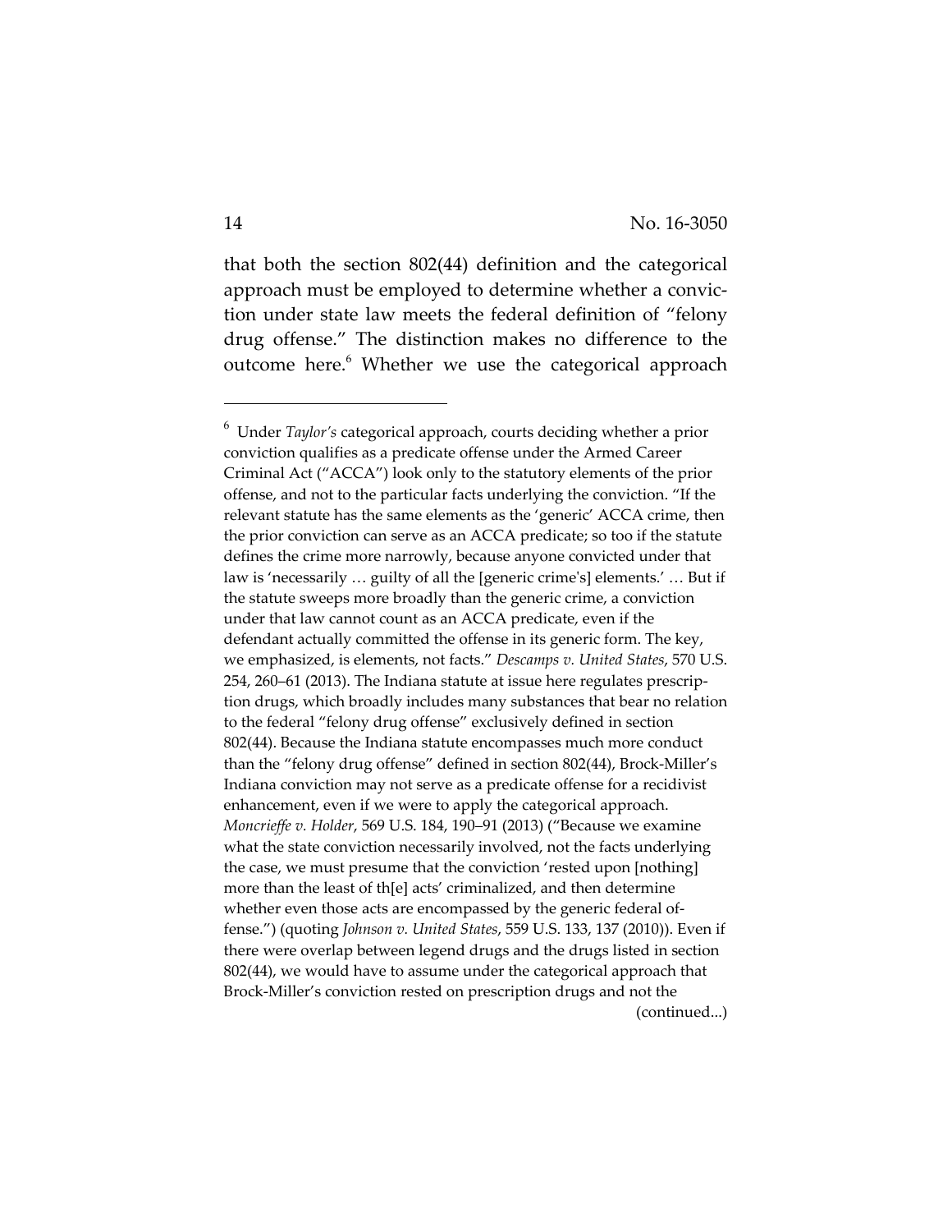that both the section 802(44) definition and the categorical approach must be employed to determine whether a conviction under state law meets the federal definition of "felony drug offense." The distinction makes no difference to the outcome here.[6] Whether we use the categorical approach

---

[6] Under *Taylor's* categorical approach, courts deciding whether a prior conviction qualifies as a predicate offense under the Armed Career Criminal Act ("ACCA") look only to the statutory elements of the prior offense, and not to the particular facts underlying the conviction. "If the relevant statute has the same elements as the 'generic' ACCA crime, then the prior conviction can serve as an ACCA predicate; so too if the statute defines the crime more narrowly, because anyone convicted under that law is 'necessarily … guilty of all the [generic crime's] elements.' … But if the statute sweeps more broadly than the generic crime, a conviction under that law cannot count as an ACCA predicate, even if the defendant actually committed the offense in its generic form. The key, we emphasized, is elements, not facts." *Descamps v. United States*, 570 U.S. 254, 260–61 (2013). The Indiana statute at issue here regulates prescription drugs, which broadly includes many substances that bear no relation to the federal "felony drug offense" exclusively defined in section 802(44). Because the Indiana statute encompasses much more conduct than the "felony drug offense" defined in section 802(44), Brock-Miller's Indiana conviction may not serve as a predicate offense for a recidivist enhancement, even if we were to apply the categorical approach. *Moncrieffe v. Holder*, 569 U.S. 184, 190–91 (2013) ("Because we examine what the state conviction necessarily involved, not the facts underlying the case, we must presume that the conviction 'rested upon [nothing] more than the least of th[e] acts' criminalized, and then determine whether even those acts are encompassed by the generic federal offense.") (quoting *Johnson v. United States*, 559 U.S. 133, 137 (2010)). Even if there were overlap between legend drugs and the drugs listed in section 802(44), we would have to assume under the categorical approach that Brock-Miller's conviction rested on prescription drugs and not the (continued...)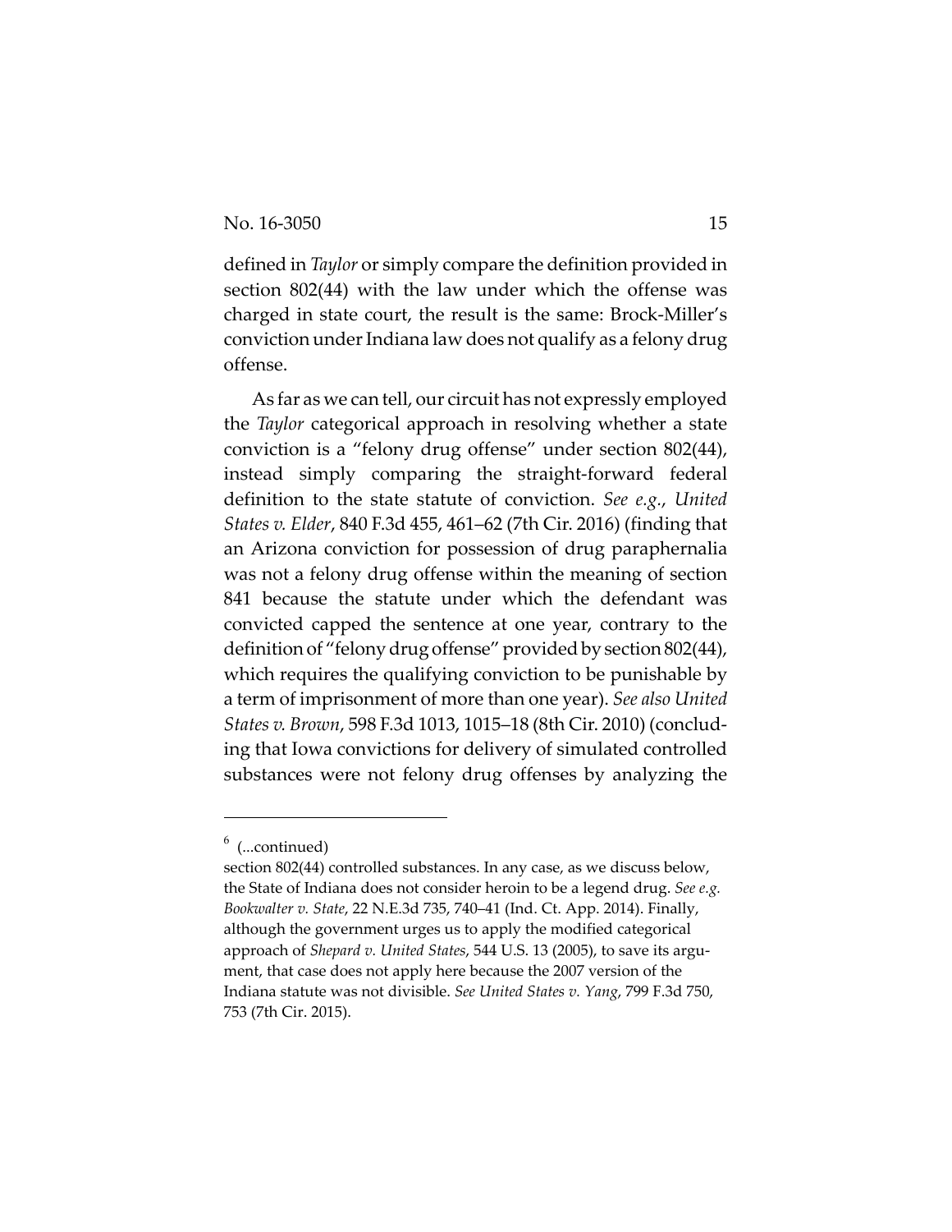defined in *Taylor* or simply compare the definition provided in section 802(44) with the law under which the offense was charged in state court, the result is the same: Brock-Miller's conviction under Indiana law does not qualify as a felony drug offense.

As far as we can tell, our circuit has not expressly employed the *Taylor* categorical approach in resolving whether a state conviction is a "felony drug offense" under section 802(44), instead simply comparing the straight-forward federal definition to the state statute of conviction. *See e.g.*, *United States v. Elder*, 840 F.3d 455, 461–62 (7th Cir. 2016) (finding that an Arizona conviction for possession of drug paraphernalia was not a felony drug offense within the meaning of section 841 because the statute under which the defendant was convicted capped the sentence at one year, contrary to the definition of "felony drug offense" provided by section 802(44), which requires the qualifying conviction to be punishable by a term of imprisonment of more than one year). *See also United States v. Brown*, 598 F.3d 1013, 1015–18 (8th Cir. 2010) (concluding that Iowa convictions for delivery of simulated controlled substances were not felony drug offenses by analyzing the

---

[6] (...continued)

section 802(44) controlled substances. In any case, as we discuss below, the State of Indiana does not consider heroin to be a legend drug. *See e.g. Bookwalter v. State*, 22 N.E.3d 735, 740–41 (Ind. Ct. App. 2014). Finally, although the government urges us to apply the modified categorical approach of *Shepard v. United States*, 544 U.S. 13 (2005), to save its argument, that case does not apply here because the 2007 version of the Indiana statute was not divisible. *See United States v. Yang*, 799 F.3d 750, 753 (7th Cir. 2015).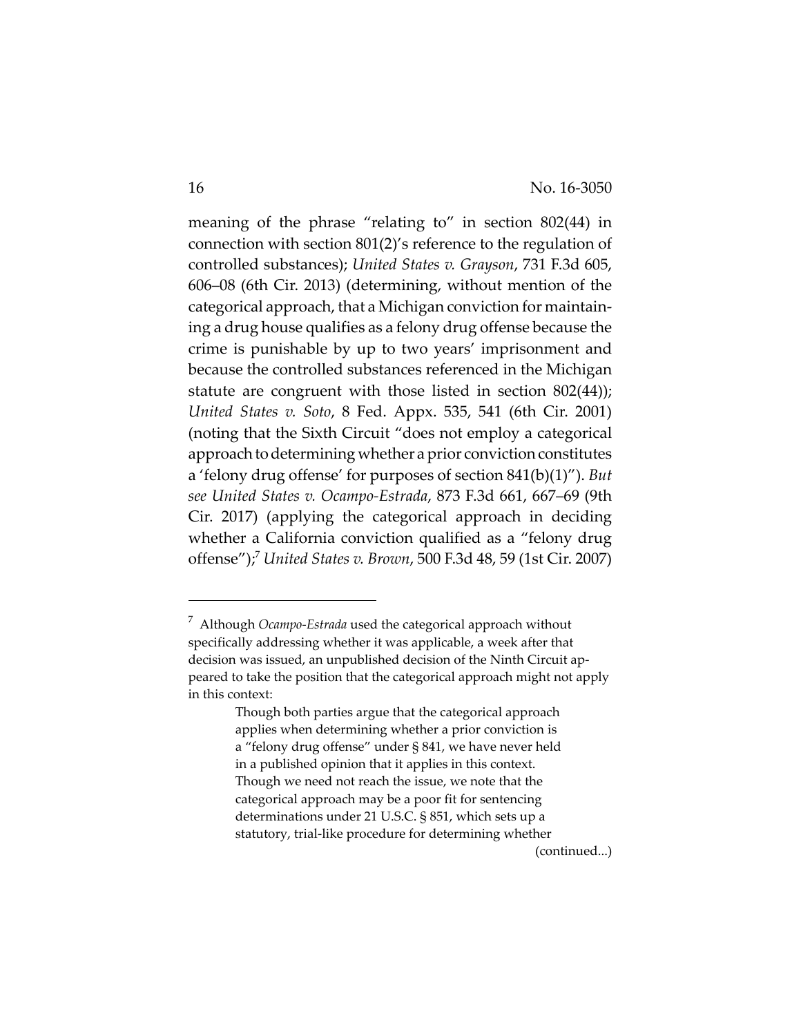meaning of the phrase "relating to" in section 802(44) in connection with section 801(2)'s reference to the regulation of controlled substances); *United States v. Grayson*, 731 F.3d 605, 606–08 (6th Cir. 2013) (determining, without mention of the categorical approach, that a Michigan conviction for maintaining a drug house qualifies as a felony drug offense because the crime is punishable by up to two years' imprisonment and because the controlled substances referenced in the Michigan statute are congruent with those listed in section 802(44)); *United States v. Soto*, 8 Fed. Appx. 535, 541 (6th Cir. 2001) (noting that the Sixth Circuit "does not employ a categorical approach to determining whether a prior conviction constitutes a 'felony drug offense' for purposes of section 841(b)(1)"). *But see United States v. Ocampo-Estrada*, 873 F.3d 661, 667–69 (9th Cir. 2017) (applying the categorical approach in deciding whether a California conviction qualified as a "felony drug offense");[7] *United States v. Brown*, 500 F.3d 48, 59 (1st Cir. 2007)

---

[7] Although *Ocampo-Estrada* used the categorical approach without specifically addressing whether it was applicable, a week after that decision was issued, an unpublished decision of the Ninth Circuit appeared to take the position that the categorical approach might not apply in this context:

> Though both parties argue that the categorical approach applies when determining whether a prior conviction is a "felony drug offense" under § 841, we have never held in a published opinion that it applies in this context. Though we need not reach the issue, we note that the categorical approach may be a poor fit for sentencing determinations under 21 U.S.C. § 851, which sets up a statutory, trial-like procedure for determining whether

(continued...)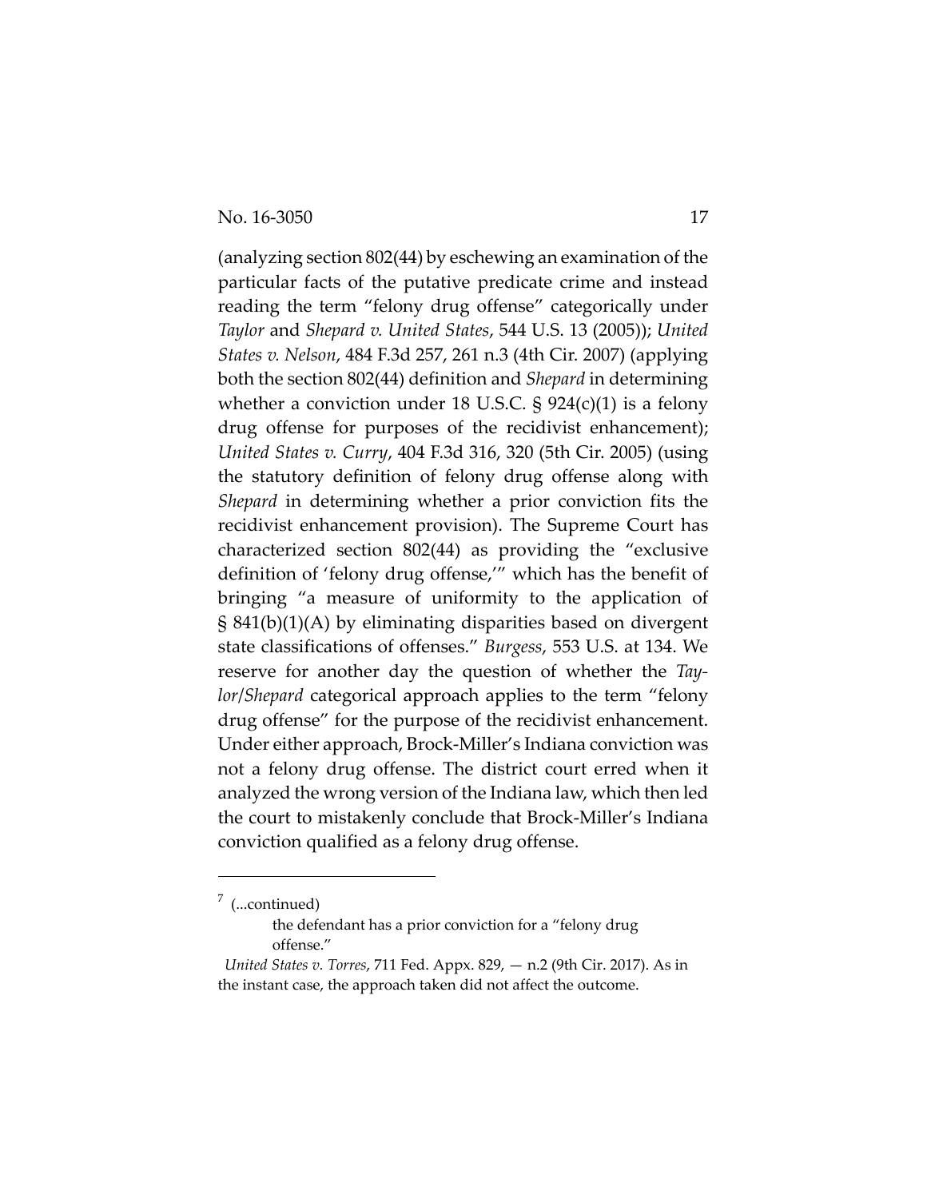(analyzing section 802(44) by eschewing an examination of the particular facts of the putative predicate crime and instead reading the term "felony drug offense" categorically under *Taylor* and *Shepard v. United States*, 544 U.S. 13 (2005)); *United States v. Nelson*, 484 F.3d 257, 261 n.3 (4th Cir. 2007) (applying both the section 802(44) definition and *Shepard* in determining whether a conviction under 18 U.S.C. § 924(c)(1) is a felony drug offense for purposes of the recidivist enhancement); *United States v. Curry*, 404 F.3d 316, 320 (5th Cir. 2005) (using the statutory definition of felony drug offense along with *Shepard* in determining whether a prior conviction fits the recidivist enhancement provision). The Supreme Court has characterized section 802(44) as providing the "exclusive definition of 'felony drug offense,'" which has the benefit of bringing "a measure of uniformity to the application of § 841(b)(1)(A) by eliminating disparities based on divergent state classifications of offenses." *Burgess*, 553 U.S. at 134. We reserve for another day the question of whether the *Taylor/Shepard* categorical approach applies to the term "felony drug offense" for the purpose of the recidivist enhancement. Under either approach, Brock-Miller's Indiana conviction was not a felony drug offense. The district court erred when it analyzed the wrong version of the Indiana law, which then led the court to mistakenly conclude that Brock-Miller's Indiana conviction qualified as a felony drug offense.

---

[7] (...continued)

> the defendant has a prior conviction for a "felony drug offense."

*United States v. Torres*, 711 Fed. Appx. 829, — n.2 (9th Cir. 2017). As in the instant case, the approach taken did not affect the outcome.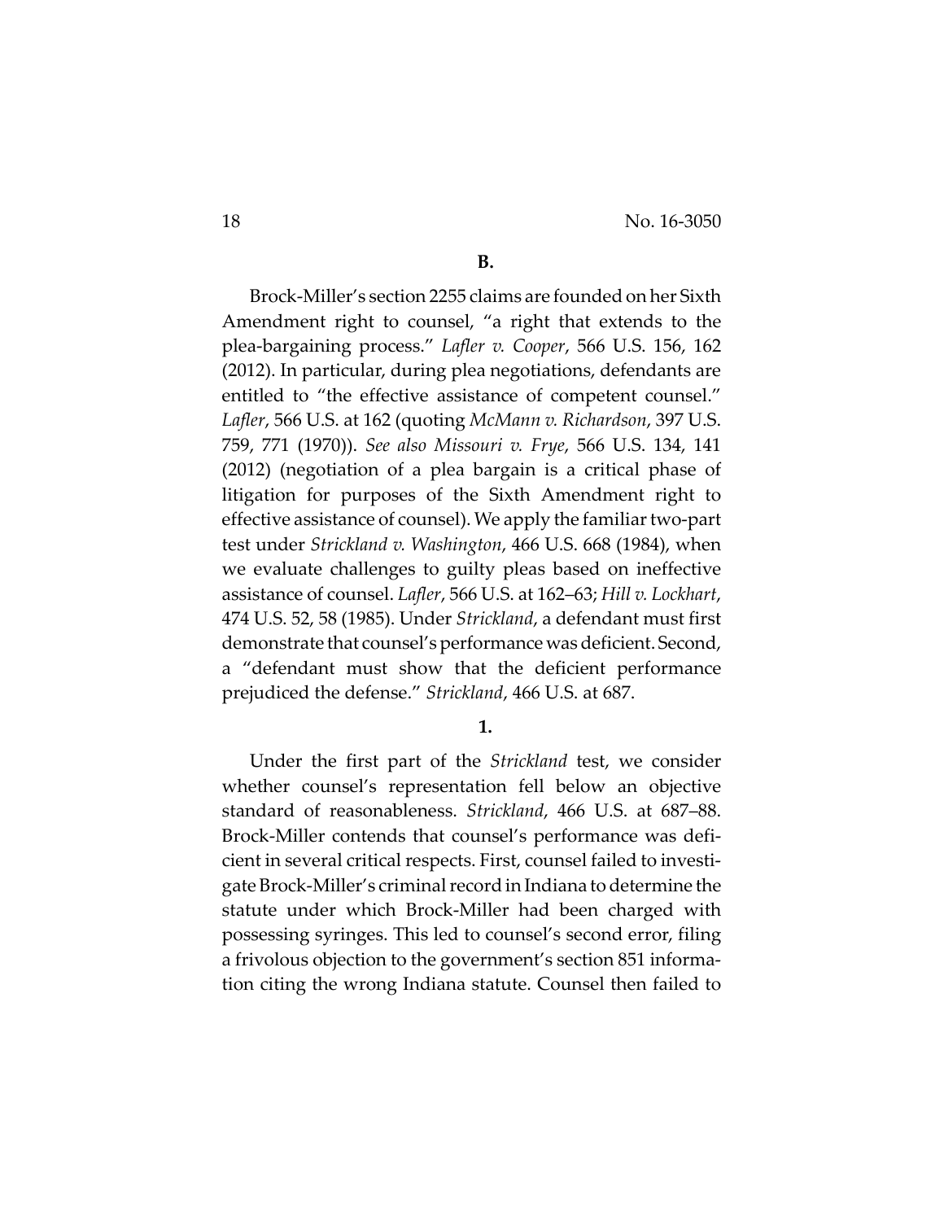**B.**

Brock-Miller's section 2255 claims are founded on her Sixth Amendment right to counsel, "a right that extends to the plea-bargaining process." *Lafler v. Cooper*, 566 U.S. 156, 162 (2012). In particular, during plea negotiations, defendants are entitled to "the effective assistance of competent counsel." *Lafler*, 566 U.S. at 162 (quoting *McMann v. Richardson*, 397 U.S. 759, 771 (1970)). *See also Missouri v. Frye*, 566 U.S. 134, 141 (2012) (negotiation of a plea bargain is a critical phase of litigation for purposes of the Sixth Amendment right to effective assistance of counsel). We apply the familiar two-part test under *Strickland v. Washington*, 466 U.S. 668 (1984), when we evaluate challenges to guilty pleas based on ineffective assistance of counsel. *Lafler*, 566 U.S. at 162–63; *Hill v. Lockhart*, 474 U.S. 52, 58 (1985). Under *Strickland*, a defendant must first demonstrate that counsel's performance was deficient. Second, a "defendant must show that the deficient performance prejudiced the defense." *Strickland*, 466 U.S. at 687.

**1.**

Under the first part of the *Strickland* test, we consider whether counsel's representation fell below an objective standard of reasonableness. *Strickland*, 466 U.S. at 687–88. Brock-Miller contends that counsel's performance was deficient in several critical respects. First, counsel failed to investigate Brock-Miller's criminal record in Indiana to determine the statute under which Brock-Miller had been charged with possessing syringes. This led to counsel's second error, filing a frivolous objection to the government's section 851 information citing the wrong Indiana statute. Counsel then failed to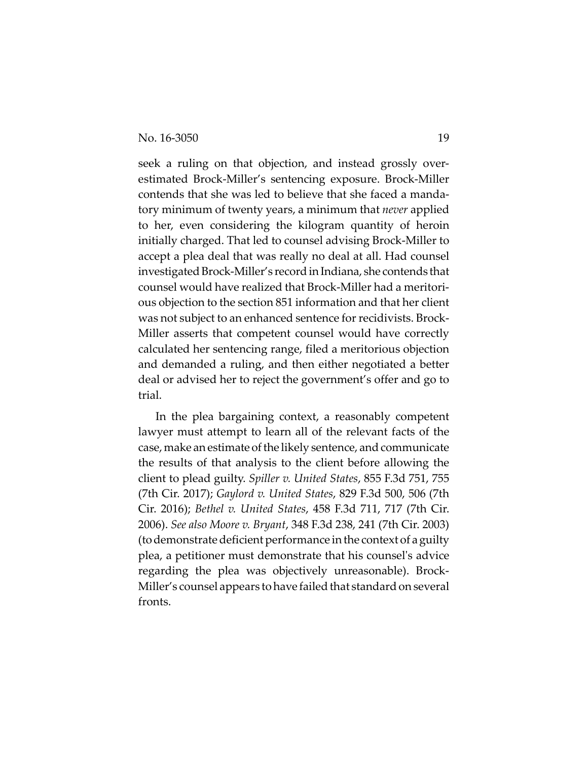seek a ruling on that objection, and instead grossly overestimated Brock-Miller's sentencing exposure. Brock-Miller contends that she was led to believe that she faced a mandatory minimum of twenty years, a minimum that *never* applied to her, even considering the kilogram quantity of heroin initially charged. That led to counsel advising Brock-Miller to accept a plea deal that was really no deal at all. Had counsel investigated Brock-Miller's record in Indiana, she contends that counsel would have realized that Brock-Miller had a meritorious objection to the section 851 information and that her client was not subject to an enhanced sentence for recidivists. Brock-Miller asserts that competent counsel would have correctly calculated her sentencing range, filed a meritorious objection and demanded a ruling, and then either negotiated a better deal or advised her to reject the government's offer and go to trial.

In the plea bargaining context, a reasonably competent lawyer must attempt to learn all of the relevant facts of the case, make an estimate of the likely sentence, and communicate the results of that analysis to the client before allowing the client to plead guilty. *Spiller v. United States*, 855 F.3d 751, 755 (7th Cir. 2017); *Gaylord v. United States*, 829 F.3d 500, 506 (7th Cir. 2016); *Bethel v. United States*, 458 F.3d 711, 717 (7th Cir. 2006). *See also Moore v. Bryant*, 348 F.3d 238, 241 (7th Cir. 2003) (to demonstrate deficient performance in the context of a guilty plea, a petitioner must demonstrate that his counsel's advice regarding the plea was objectively unreasonable). Brock-Miller's counsel appears to have failed that standard on several fronts.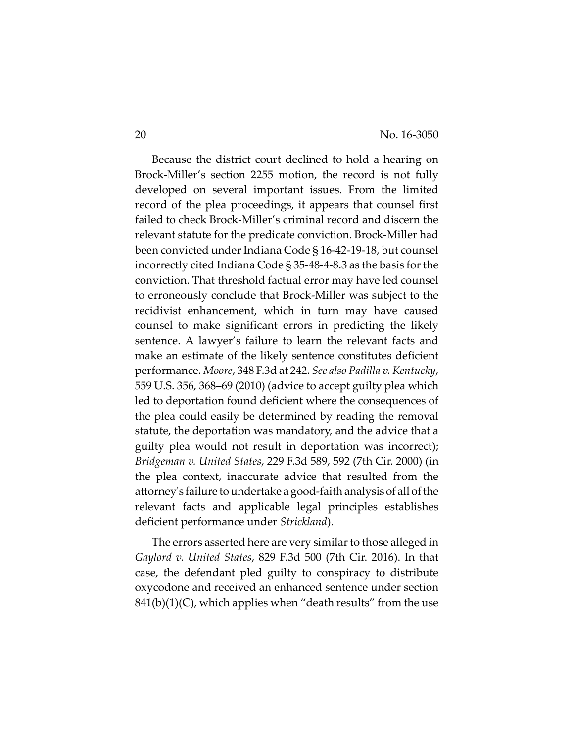Because the district court declined to hold a hearing on Brock-Miller's section 2255 motion, the record is not fully developed on several important issues. From the limited record of the plea proceedings, it appears that counsel first failed to check Brock-Miller's criminal record and discern the relevant statute for the predicate conviction. Brock-Miller had been convicted under Indiana Code § 16-42-19-18, but counsel incorrectly cited Indiana Code § 35-48-4-8.3 as the basis for the conviction. That threshold factual error may have led counsel to erroneously conclude that Brock-Miller was subject to the recidivist enhancement, which in turn may have caused counsel to make significant errors in predicting the likely sentence. A lawyer's failure to learn the relevant facts and make an estimate of the likely sentence constitutes deficient performance. *Moore*, 348 F.3d at 242. *See also Padilla v. Kentucky*, 559 U.S. 356, 368–69 (2010) (advice to accept guilty plea which led to deportation found deficient where the consequences of the plea could easily be determined by reading the removal statute, the deportation was mandatory, and the advice that a guilty plea would not result in deportation was incorrect); *Bridgeman v. United States*, 229 F.3d 589, 592 (7th Cir. 2000) (in the plea context, inaccurate advice that resulted from the attorney's failure to undertake a good-faith analysis of all of the relevant facts and applicable legal principles establishes deficient performance under *Strickland*).

The errors asserted here are very similar to those alleged in *Gaylord v. United States*, 829 F.3d 500 (7th Cir. 2016). In that case, the defendant pled guilty to conspiracy to distribute oxycodone and received an enhanced sentence under section 841(b)(1)(C), which applies when "death results" from the use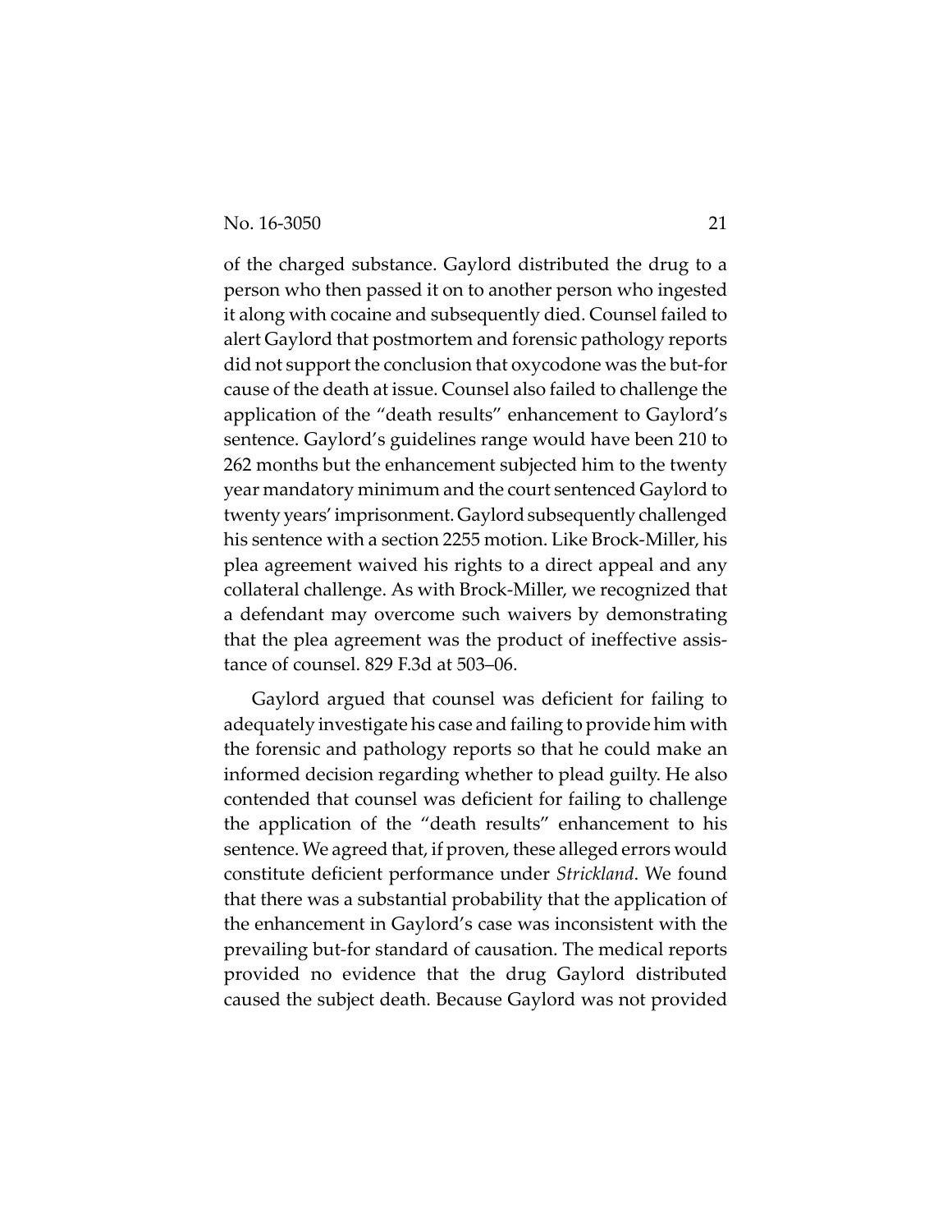of the charged substance. Gaylord distributed the drug to a person who then passed it on to another person who ingested it along with cocaine and subsequently died. Counsel failed to alert Gaylord that postmortem and forensic pathology reports did not support the conclusion that oxycodone was the but-for cause of the death at issue. Counsel also failed to challenge the application of the "death results" enhancement to Gaylord's sentence. Gaylord's guidelines range would have been 210 to 262 months but the enhancement subjected him to the twenty year mandatory minimum and the court sentenced Gaylord to twenty years' imprisonment. Gaylord subsequently challenged his sentence with a section 2255 motion. Like Brock-Miller, his plea agreement waived his rights to a direct appeal and any collateral challenge. As with Brock-Miller, we recognized that a defendant may overcome such waivers by demonstrating that the plea agreement was the product of ineffective assistance of counsel. 829 F.3d at 503–06.

Gaylord argued that counsel was deficient for failing to adequately investigate his case and failing to provide him with the forensic and pathology reports so that he could make an informed decision regarding whether to plead guilty. He also contended that counsel was deficient for failing to challenge the application of the "death results" enhancement to his sentence. We agreed that, if proven, these alleged errors would constitute deficient performance under *Strickland*. We found that there was a substantial probability that the application of the enhancement in Gaylord's case was inconsistent with the prevailing but-for standard of causation. The medical reports provided no evidence that the drug Gaylord distributed caused the subject death. Because Gaylord was not provided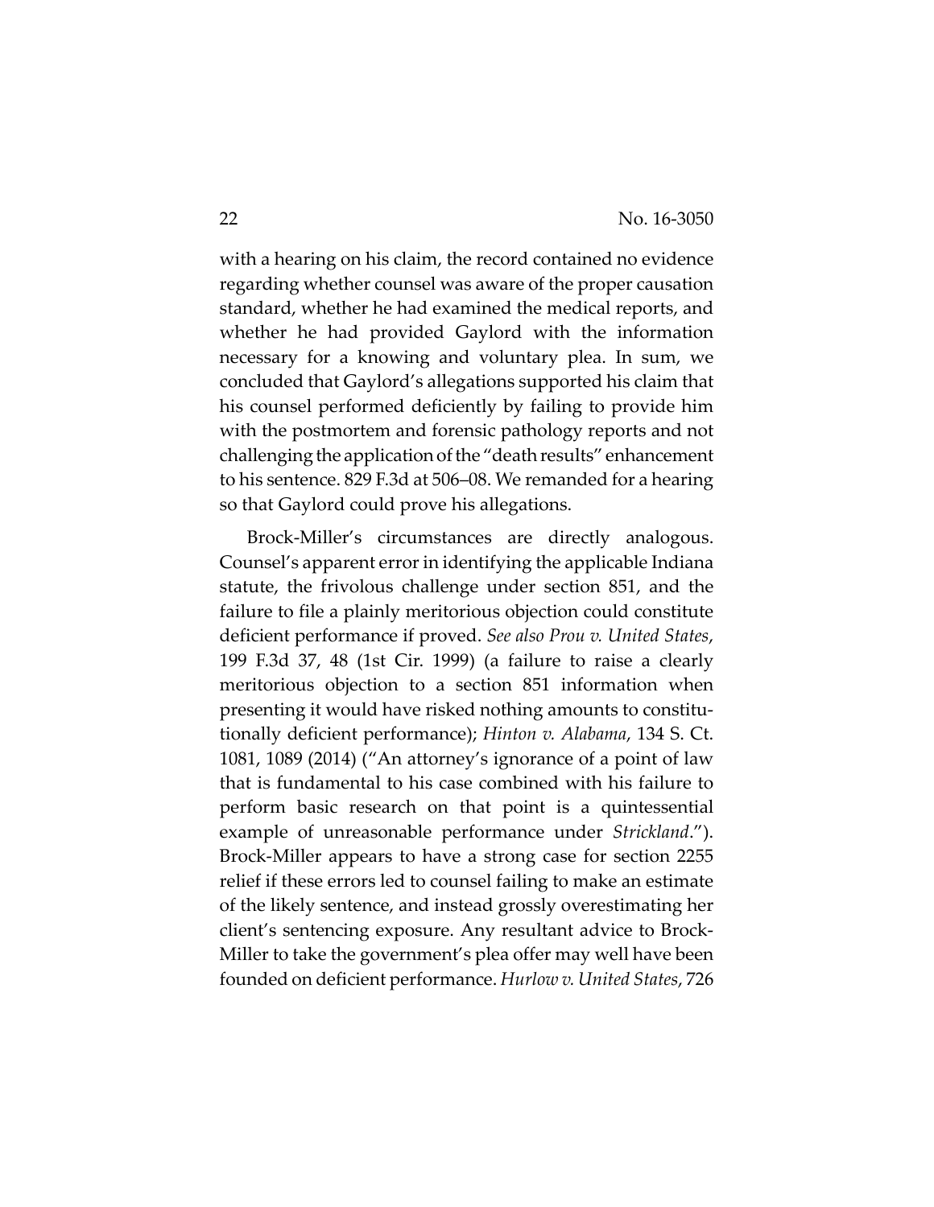with a hearing on his claim, the record contained no evidence regarding whether counsel was aware of the proper causation standard, whether he had examined the medical reports, and whether he had provided Gaylord with the information necessary for a knowing and voluntary plea. In sum, we concluded that Gaylord's allegations supported his claim that his counsel performed deficiently by failing to provide him with the postmortem and forensic pathology reports and not challenging the application of the "death results" enhancement to his sentence. 829 F.3d at 506–08. We remanded for a hearing so that Gaylord could prove his allegations.

Brock-Miller's circumstances are directly analogous. Counsel's apparent error in identifying the applicable Indiana statute, the frivolous challenge under section 851, and the failure to file a plainly meritorious objection could constitute deficient performance if proved. *See also Prou v. United States*, 199 F.3d 37, 48 (1st Cir. 1999) (a failure to raise a clearly meritorious objection to a section 851 information when presenting it would have risked nothing amounts to constitutionally deficient performance); *Hinton v. Alabama*, 134 S. Ct. 1081, 1089 (2014) ("An attorney's ignorance of a point of law that is fundamental to his case combined with his failure to perform basic research on that point is a quintessential example of unreasonable performance under *Strickland*."). Brock-Miller appears to have a strong case for section 2255 relief if these errors led to counsel failing to make an estimate of the likely sentence, and instead grossly overestimating her client's sentencing exposure. Any resultant advice to Brock-Miller to take the government's plea offer may well have been founded on deficient performance. *Hurlow v. United States*, 726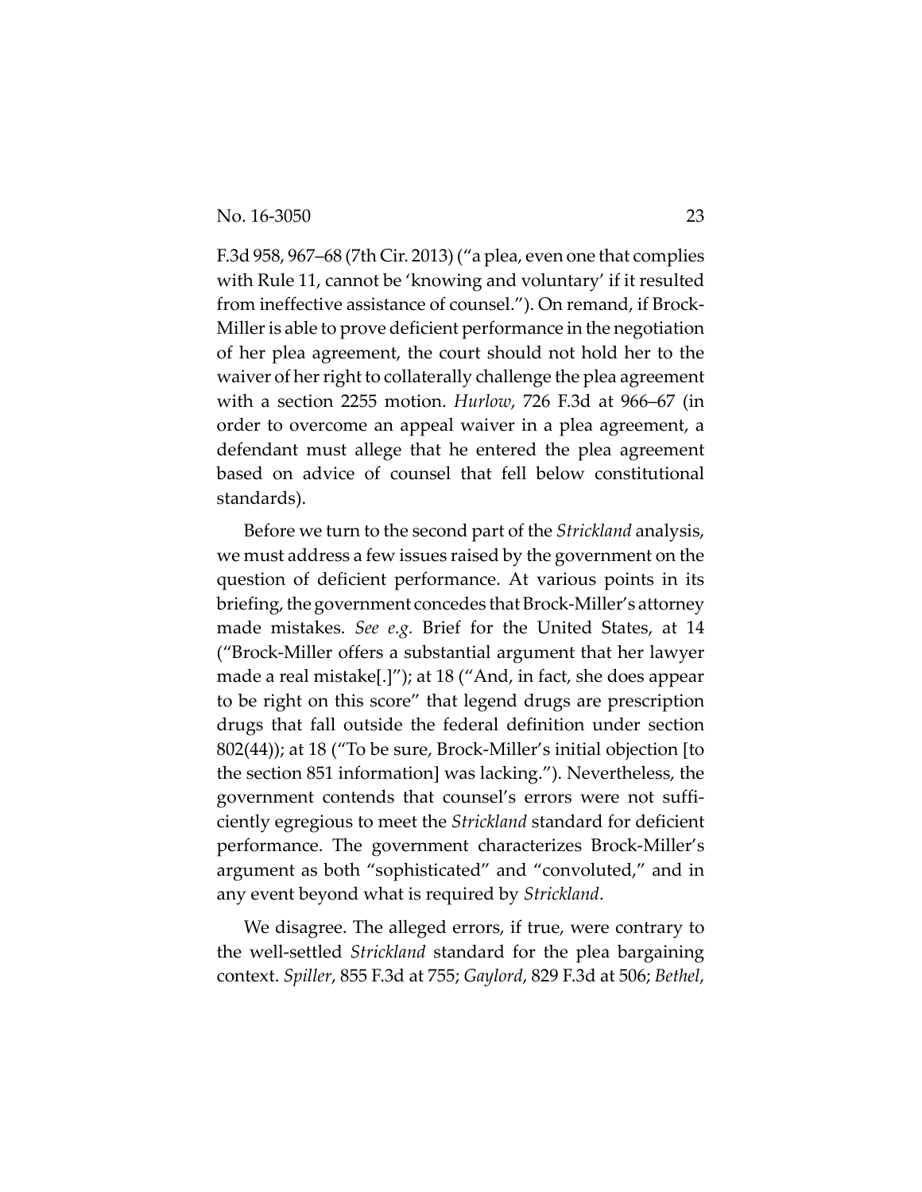F.3d 958, 967–68 (7th Cir. 2013) ("a plea, even one that complies with Rule 11, cannot be 'knowing and voluntary' if it resulted from ineffective assistance of counsel."). On remand, if Brock-Miller is able to prove deficient performance in the negotiation of her plea agreement, the court should not hold her to the waiver of her right to collaterally challenge the plea agreement with a section 2255 motion. *Hurlow*, 726 F.3d at 966–67 (in order to overcome an appeal waiver in a plea agreement, a defendant must allege that he entered the plea agreement based on advice of counsel that fell below constitutional standards).

Before we turn to the second part of the *Strickland* analysis, we must address a few issues raised by the government on the question of deficient performance. At various points in its briefing, the government concedes that Brock-Miller's attorney made mistakes. *See e.g.* Brief for the United States, at 14 ("Brock-Miller offers a substantial argument that her lawyer made a real mistake[.]"); at 18 ("And, in fact, she does appear to be right on this score" that legend drugs are prescription drugs that fall outside the federal definition under section 802(44)); at 18 ("To be sure, Brock-Miller's initial objection [to the section 851 information] was lacking."). Nevertheless, the government contends that counsel's errors were not sufficiently egregious to meet the *Strickland* standard for deficient performance. The government characterizes Brock-Miller's argument as both "sophisticated" and "convoluted," and in any event beyond what is required by *Strickland*.

We disagree. The alleged errors, if true, were contrary to the well-settled *Strickland* standard for the plea bargaining context. *Spiller*, 855 F.3d at 755; *Gaylord*, 829 F.3d at 506; *Bethel*,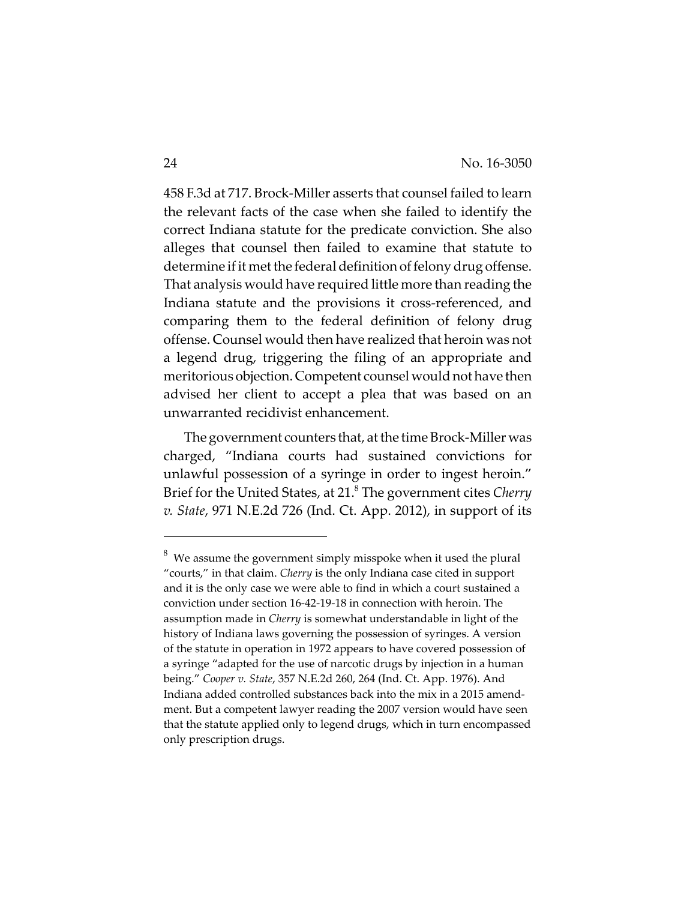458 F.3d at 717. Brock-Miller asserts that counsel failed to learn the relevant facts of the case when she failed to identify the correct Indiana statute for the predicate conviction. She also alleges that counsel then failed to examine that statute to determine if it met the federal definition of felony drug offense. That analysis would have required little more than reading the Indiana statute and the provisions it cross-referenced, and comparing them to the federal definition of felony drug offense. Counsel would then have realized that heroin was not a legend drug, triggering the filing of an appropriate and meritorious objection. Competent counsel would not have then advised her client to accept a plea that was based on an unwarranted recidivist enhancement.

The government counters that, at the time Brock-Miller was charged, "Indiana courts had sustained convictions for unlawful possession of a syringe in order to ingest heroin." Brief for the United States, at 21.[8] The government cites *Cherry v. State*, 971 N.E.2d 726 (Ind. Ct. App. 2012), in support of its

---

[8] We assume the government simply misspoke when it used the plural "courts," in that claim. *Cherry* is the only Indiana case cited in support and it is the only case we were able to find in which a court sustained a conviction under section 16-42-19-18 in connection with heroin. The assumption made in *Cherry* is somewhat understandable in light of the history of Indiana laws governing the possession of syringes. A version of the statute in operation in 1972 appears to have covered possession of a syringe "adapted for the use of narcotic drugs by injection in a human being." *Cooper v. State*, 357 N.E.2d 260, 264 (Ind. Ct. App. 1976). And Indiana added controlled substances back into the mix in a 2015 amendment. But a competent lawyer reading the 2007 version would have seen that the statute applied only to legend drugs, which in turn encompassed only prescription drugs.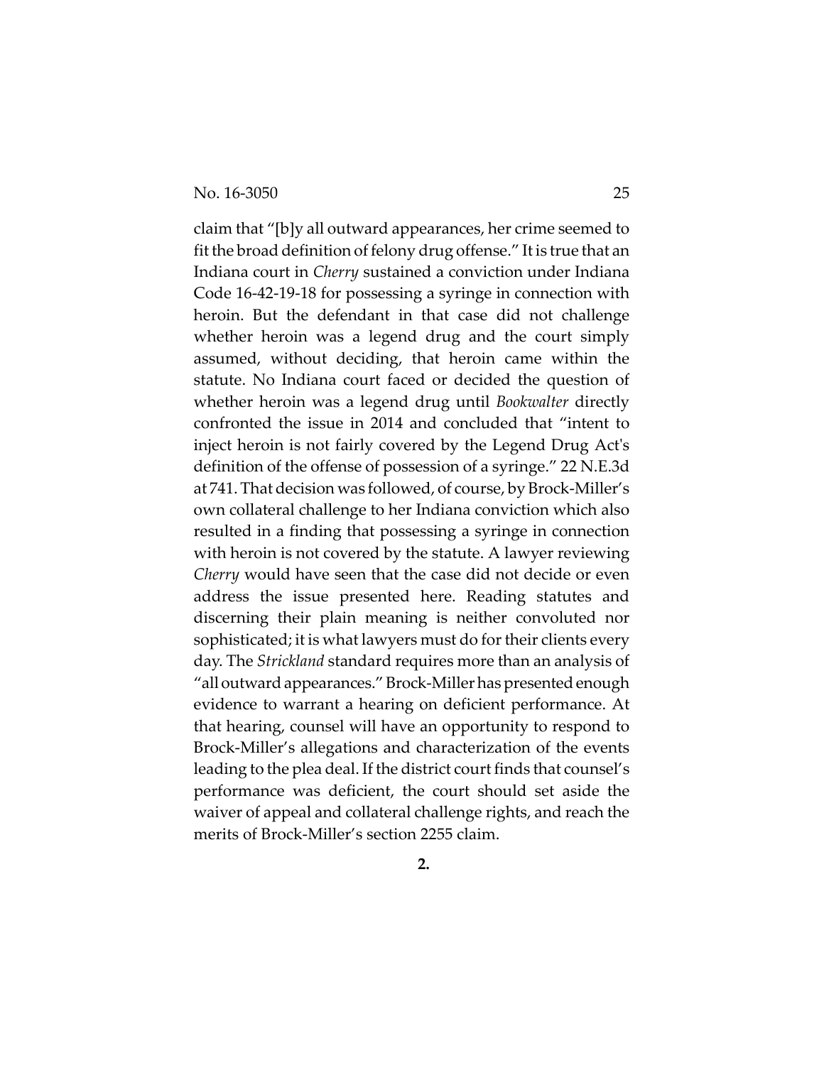claim that "[b]y all outward appearances, her crime seemed to fit the broad definition of felony drug offense." It is true that an Indiana court in *Cherry* sustained a conviction under Indiana Code 16-42-19-18 for possessing a syringe in connection with heroin. But the defendant in that case did not challenge whether heroin was a legend drug and the court simply assumed, without deciding, that heroin came within the statute. No Indiana court faced or decided the question of whether heroin was a legend drug until *Bookwalter* directly confronted the issue in 2014 and concluded that "intent to inject heroin is not fairly covered by the Legend Drug Act's definition of the offense of possession of a syringe." 22 N.E.3d at 741. That decision was followed, of course, by Brock-Miller's own collateral challenge to her Indiana conviction which also resulted in a finding that possessing a syringe in connection with heroin is not covered by the statute. A lawyer reviewing *Cherry* would have seen that the case did not decide or even address the issue presented here. Reading statutes and discerning their plain meaning is neither convoluted nor sophisticated; it is what lawyers must do for their clients every day. The *Strickland* standard requires more than an analysis of "all outward appearances." Brock-Miller has presented enough evidence to warrant a hearing on deficient performance. At that hearing, counsel will have an opportunity to respond to Brock-Miller's allegations and characterization of the events leading to the plea deal. If the district court finds that counsel's performance was deficient, the court should set aside the waiver of appeal and collateral challenge rights, and reach the merits of Brock-Miller's section 2255 claim.

**2.**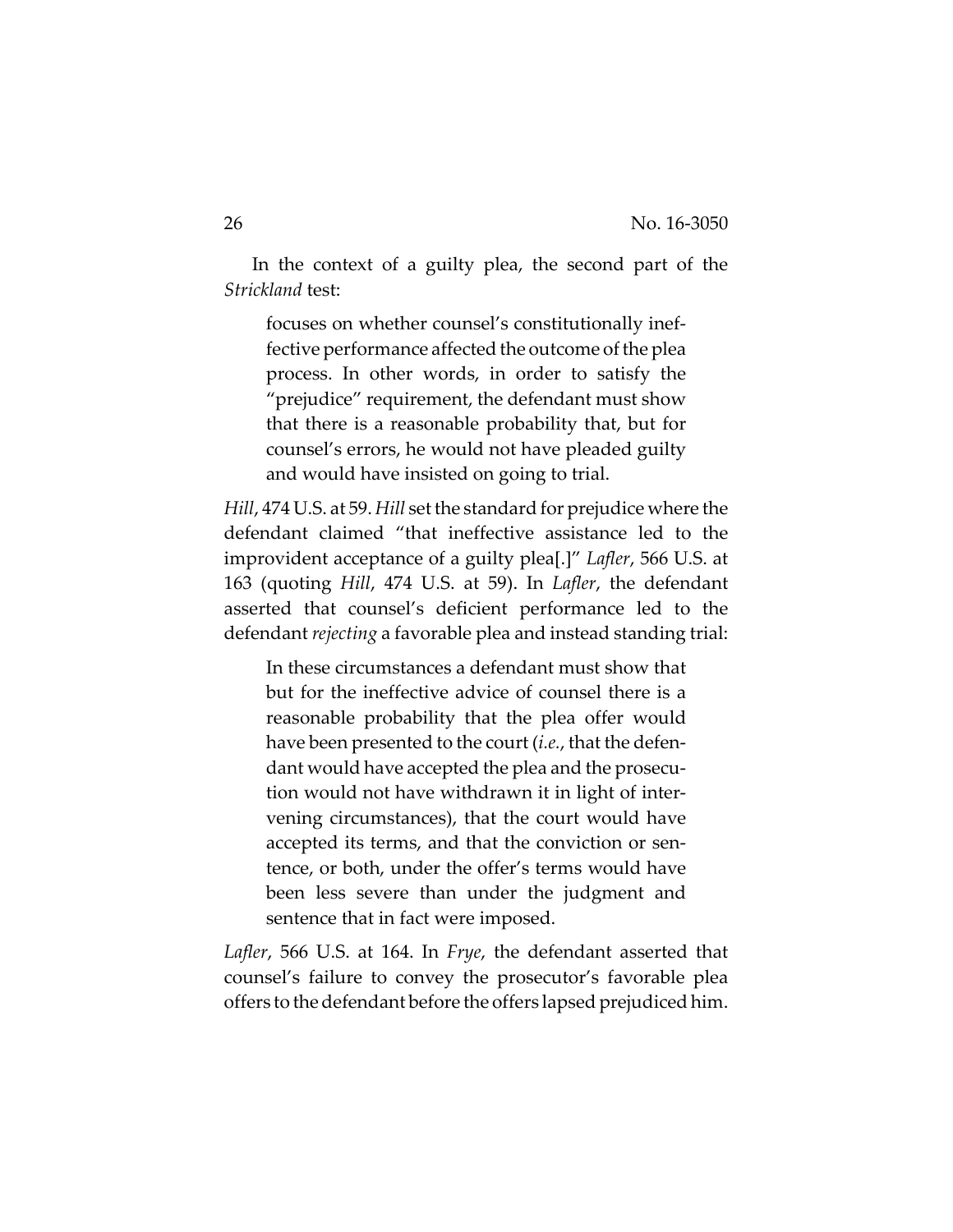In the context of a guilty plea, the second part of the *Strickland* test:

> focuses on whether counsel's constitutionally ineffective performance affected the outcome of the plea process. In other words, in order to satisfy the "prejudice" requirement, the defendant must show that there is a reasonable probability that, but for counsel's errors, he would not have pleaded guilty and would have insisted on going to trial.

*Hill*, 474 U.S. at 59. *Hill* set the standard for prejudice where the defendant claimed "that ineffective assistance led to the improvident acceptance of a guilty plea[.]" *Lafler*, 566 U.S. at 163 (quoting *Hill*, 474 U.S. at 59). In *Lafler*, the defendant asserted that counsel's deficient performance led to the defendant *rejecting* a favorable plea and instead standing trial:

> In these circumstances a defendant must show that but for the ineffective advice of counsel there is a reasonable probability that the plea offer would have been presented to the court (*i.e.*, that the defendant would have accepted the plea and the prosecution would not have withdrawn it in light of intervening circumstances), that the court would have accepted its terms, and that the conviction or sentence, or both, under the offer's terms would have been less severe than under the judgment and sentence that in fact were imposed.

*Lafler*, 566 U.S. at 164. In *Frye*, the defendant asserted that counsel's failure to convey the prosecutor's favorable plea offers to the defendant before the offers lapsed prejudiced him.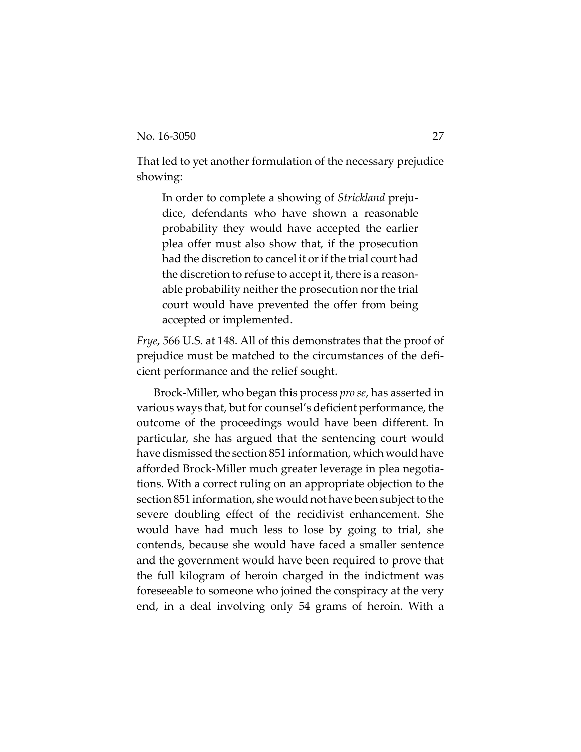That led to yet another formulation of the necessary prejudice showing:

> In order to complete a showing of *Strickland* prejudice, defendants who have shown a reasonable probability they would have accepted the earlier plea offer must also show that, if the prosecution had the discretion to cancel it or if the trial court had the discretion to refuse to accept it, there is a reasonable probability neither the prosecution nor the trial court would have prevented the offer from being accepted or implemented.

*Frye*, 566 U.S. at 148. All of this demonstrates that the proof of prejudice must be matched to the circumstances of the deficient performance and the relief sought.

Brock-Miller, who began this process *pro se*, has asserted in various ways that, but for counsel's deficient performance, the outcome of the proceedings would have been different. In particular, she has argued that the sentencing court would have dismissed the section 851 information, which would have afforded Brock-Miller much greater leverage in plea negotiations. With a correct ruling on an appropriate objection to the section 851 information, she would not have been subject to the severe doubling effect of the recidivist enhancement. She would have had much less to lose by going to trial, she contends, because she would have faced a smaller sentence and the government would have been required to prove that the full kilogram of heroin charged in the indictment was foreseeable to someone who joined the conspiracy at the very end, in a deal involving only 54 grams of heroin. With a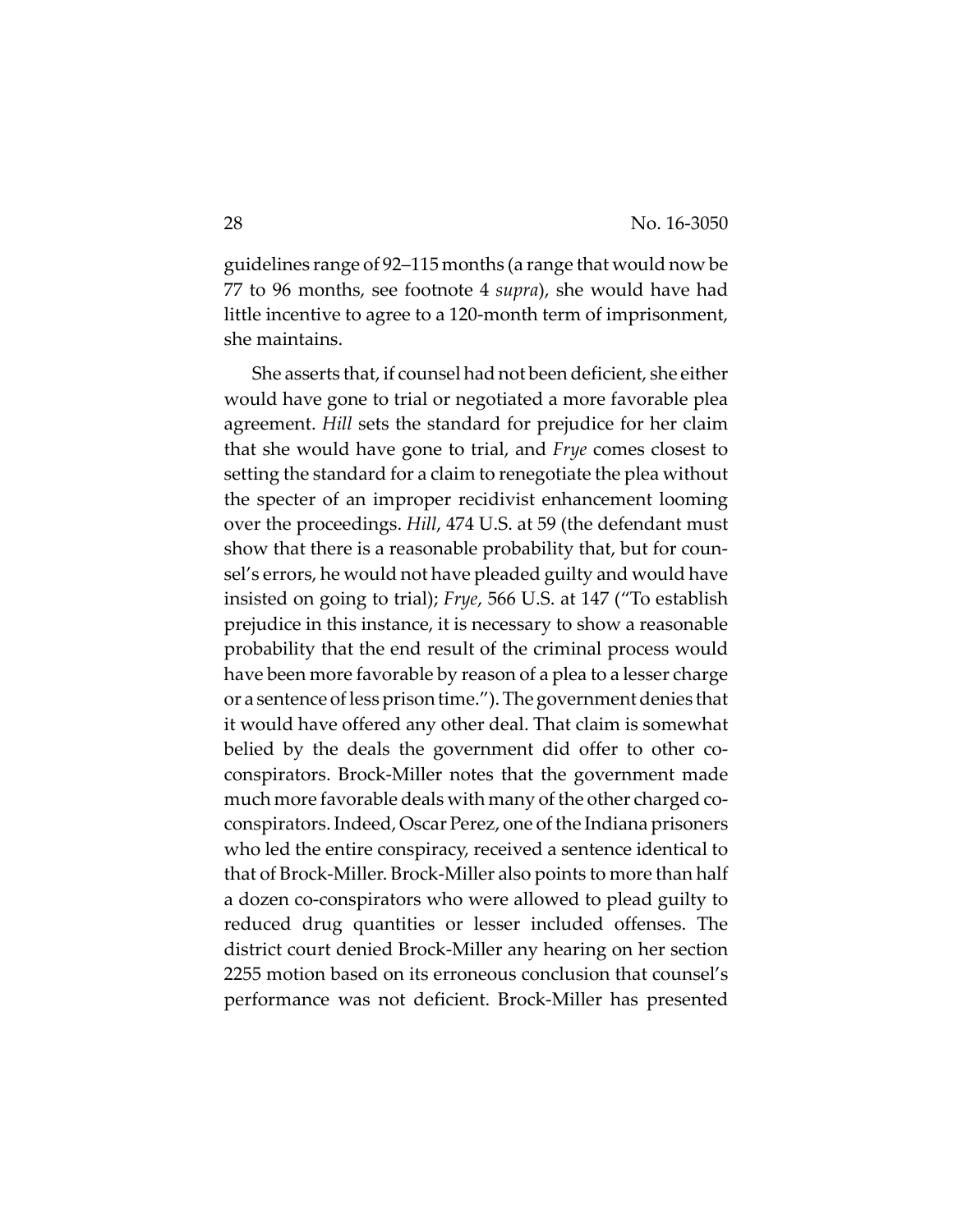guidelines range of 92–115 months (a range that would now be 77 to 96 months, see footnote 4 *supra*), she would have had little incentive to agree to a 120-month term of imprisonment, she maintains.

She asserts that, if counsel had not been deficient, she either would have gone to trial or negotiated a more favorable plea agreement. *Hill* sets the standard for prejudice for her claim that she would have gone to trial, and *Frye* comes closest to setting the standard for a claim to renegotiate the plea without the specter of an improper recidivist enhancement looming over the proceedings. *Hill*, 474 U.S. at 59 (the defendant must show that there is a reasonable probability that, but for counsel's errors, he would not have pleaded guilty and would have insisted on going to trial); *Frye*, 566 U.S. at 147 ("To establish prejudice in this instance, it is necessary to show a reasonable probability that the end result of the criminal process would have been more favorable by reason of a plea to a lesser charge or a sentence of less prison time."). The government denies that it would have offered any other deal. That claim is somewhat belied by the deals the government did offer to other co-conspirators. Brock-Miller notes that the government made much more favorable deals with many of the other charged co-conspirators. Indeed, Oscar Perez, one of the Indiana prisoners who led the entire conspiracy, received a sentence identical to that of Brock-Miller. Brock-Miller also points to more than half a dozen co-conspirators who were allowed to plead guilty to reduced drug quantities or lesser included offenses. The district court denied Brock-Miller any hearing on her section 2255 motion based on its erroneous conclusion that counsel's performance was not deficient. Brock-Miller has presented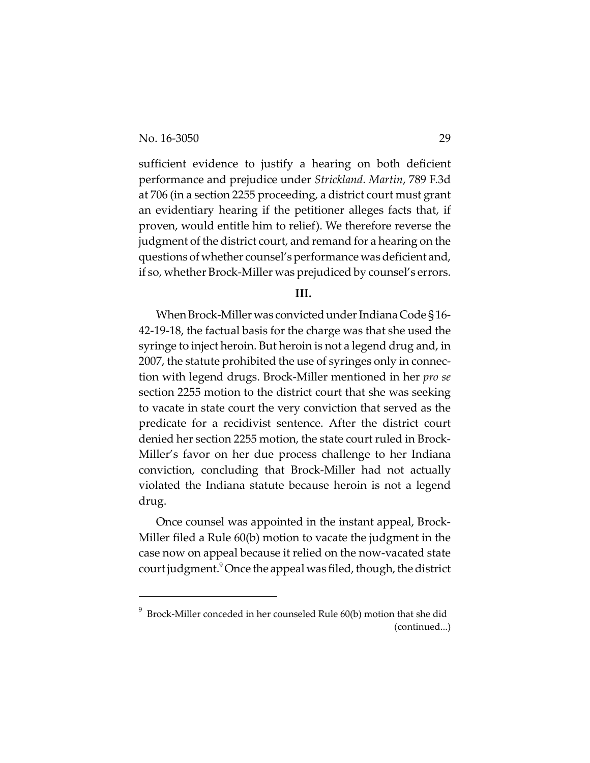sufficient evidence to justify a hearing on both deficient performance and prejudice under *Strickland*. *Martin*, 789 F.3d at 706 (in a section 2255 proceeding, a district court must grant an evidentiary hearing if the petitioner alleges facts that, if proven, would entitle him to relief). We therefore reverse the judgment of the district court, and remand for a hearing on the questions of whether counsel's performance was deficient and, if so, whether Brock-Miller was prejudiced by counsel's errors.

**III.**

When Brock-Miller was convicted under Indiana Code § 16-42-19-18, the factual basis for the charge was that she used the syringe to inject heroin. But heroin is not a legend drug and, in 2007, the statute prohibited the use of syringes only in connection with legend drugs. Brock-Miller mentioned in her *pro se* section 2255 motion to the district court that she was seeking to vacate in state court the very conviction that served as the predicate for a recidivist sentence. After the district court denied her section 2255 motion, the state court ruled in Brock-Miller's favor on her due process challenge to her Indiana conviction, concluding that Brock-Miller had not actually violated the Indiana statute because heroin is not a legend drug.

Once counsel was appointed in the instant appeal, Brock-Miller filed a Rule 60(b) motion to vacate the judgment in the case now on appeal because it relied on the now-vacated state court judgment.[9] Once the appeal was filed, though, the district

---

[9] Brock-Miller conceded in her counseled Rule 60(b) motion that she did (continued...)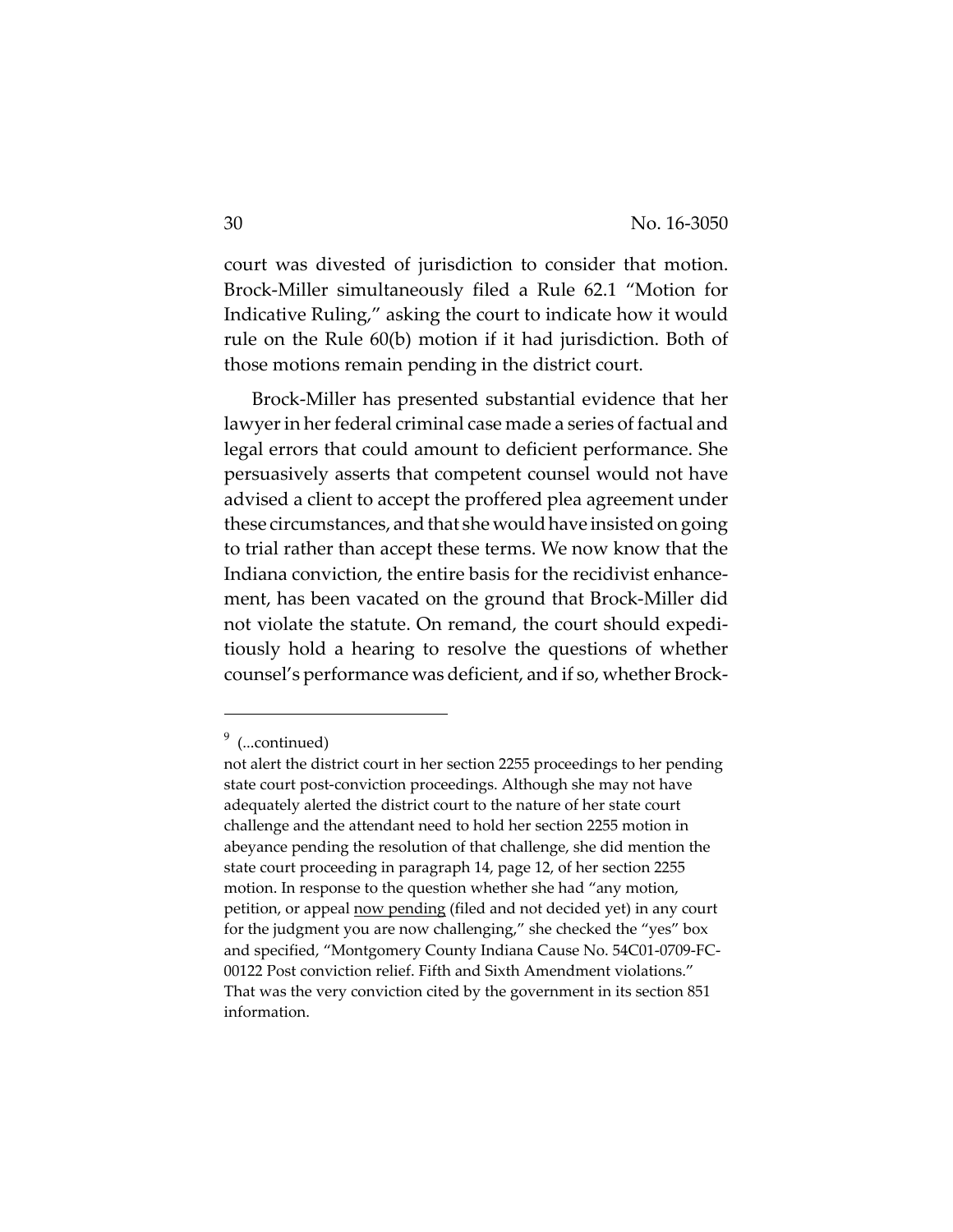court was divested of jurisdiction to consider that motion. Brock-Miller simultaneously filed a Rule 62.1 "Motion for Indicative Ruling," asking the court to indicate how it would rule on the Rule 60(b) motion if it had jurisdiction. Both of those motions remain pending in the district court.

Brock-Miller has presented substantial evidence that her lawyer in her federal criminal case made a series of factual and legal errors that could amount to deficient performance. She persuasively asserts that competent counsel would not have advised a client to accept the proffered plea agreement under these circumstances, and that she would have insisted on going to trial rather than accept these terms. We now know that the Indiana conviction, the entire basis for the recidivist enhancement, has been vacated on the ground that Brock-Miller did not violate the statute. On remand, the court should expeditiously hold a hearing to resolve the questions of whether counsel's performance was deficient, and if so, whether Brock-

---

[9] (...continued)

not alert the district court in her section 2255 proceedings to her pending state court post-conviction proceedings. Although she may not have adequately alerted the district court to the nature of her state court challenge and the attendant need to hold her section 2255 motion in abeyance pending the resolution of that challenge, she did mention the state court proceeding in paragraph 14, page 12, of her section 2255 motion. In response to the question whether she had "any motion, petition, or appeal <u>now pending</u> (filed and not decided yet) in any court for the judgment you are now challenging," she checked the "yes" box and specified, "Montgomery County Indiana Cause No. 54C01-0709-FC-00122 Post conviction relief. Fifth and Sixth Amendment violations." That was the very conviction cited by the government in its section 851 information.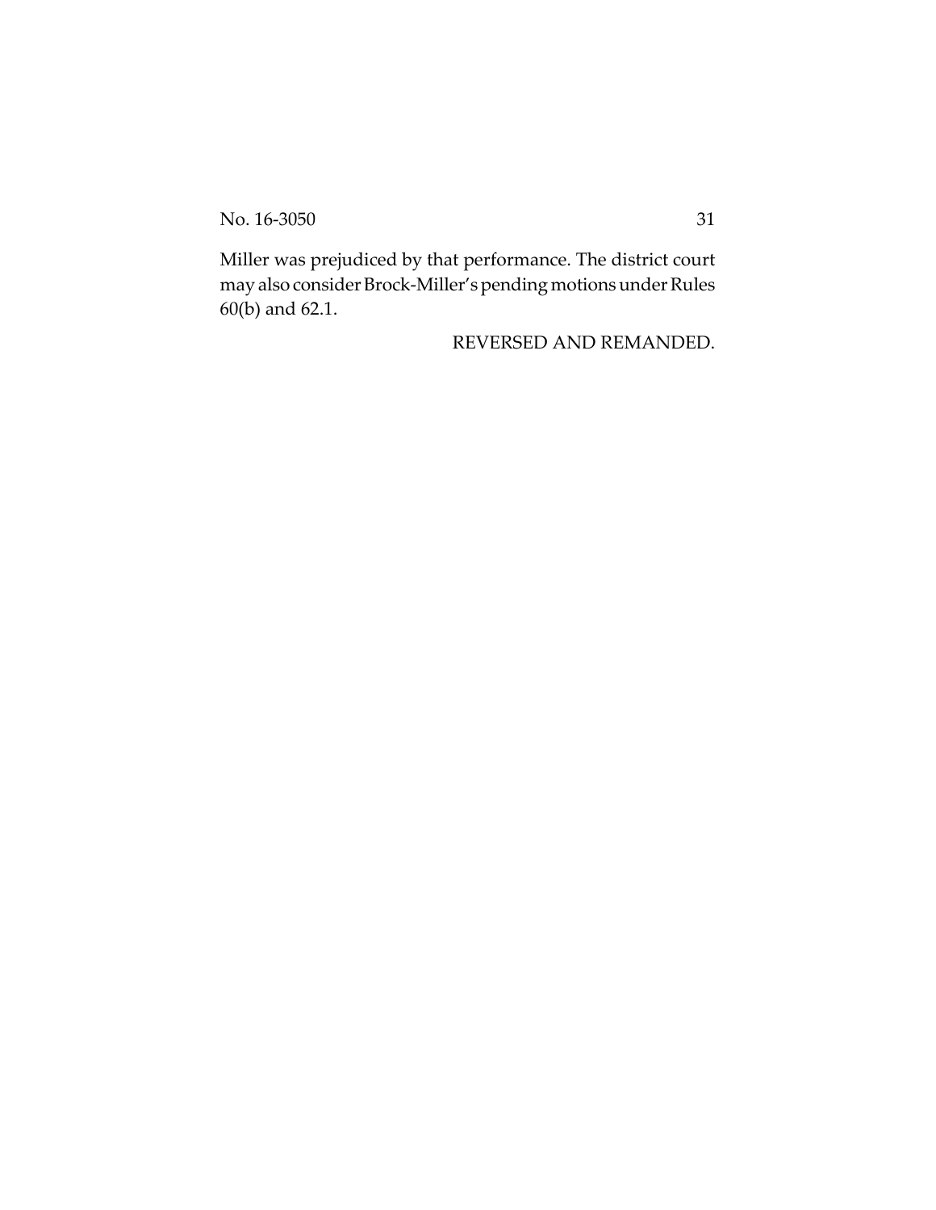Miller was prejudiced by that performance. The district court may also consider Brock-Miller's pending motions under Rules 60(b) and 62.1.

REVERSED AND REMANDED.